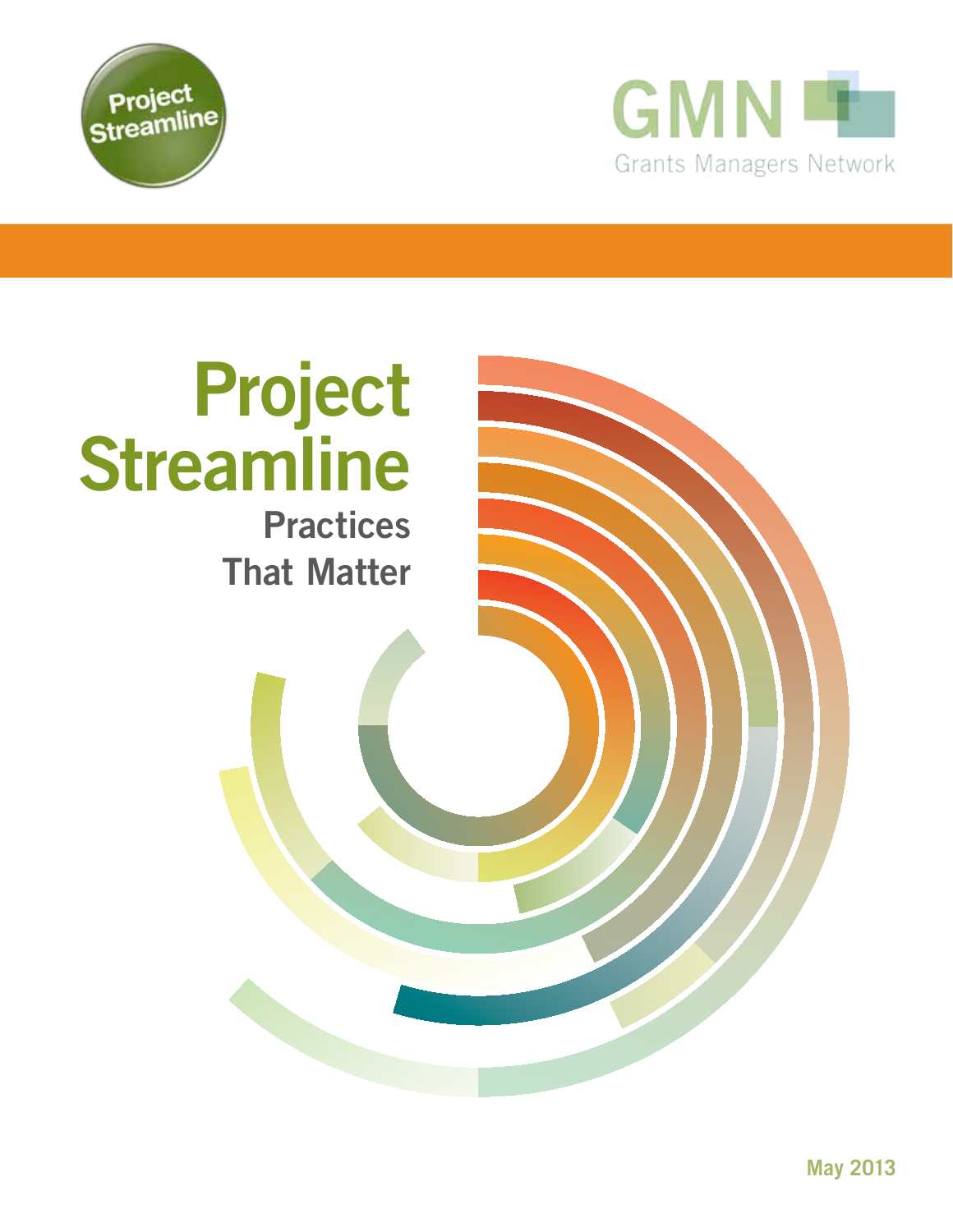Project Streamline

GMN

Grants Managers Network

# Project Streamline

## Practices That Matter

May 2013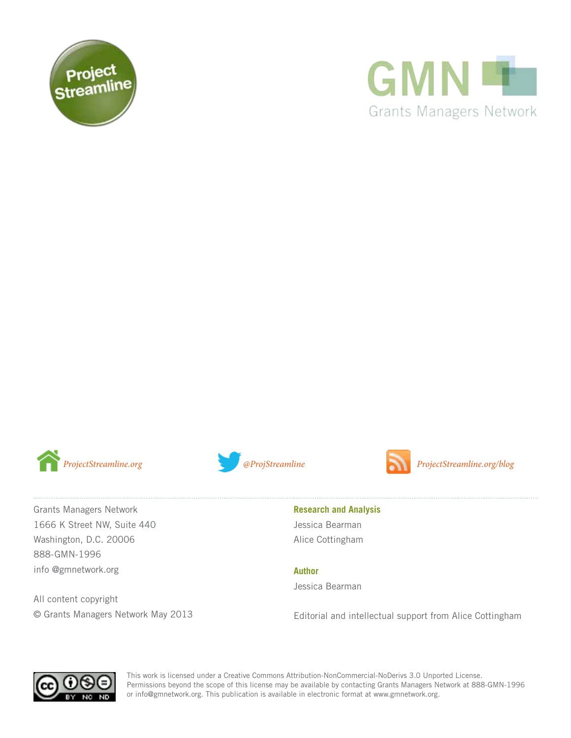Project Streamline

GMN
Grants Managers Network

*ProjectStreamline.org* *@ProjStreamline* *ProjectStreamline.org/blog*

Grants Managers Network
1666 K Street NW, Suite 440
Washington, D.C. 20006
888-GMN-1996
info @gmnetwork.org

All content copyright
© Grants Managers Network May 2013

**Research and Analysis**
Jessica Bearman
Alice Cottingham

**Author**
Jessica Bearman

Editorial and intellectual support from Alice Cottingham

This work is licensed under a Creative Commons Attribution-NonCommercial-NoDerivs 3.0 Unported License. Permissions beyond the scope of this license may be available by contacting Grants Managers Network at 888-GMN-1996 or info@gmnetwork.org. This publication is available in electronic format at www.gmnetwork.org.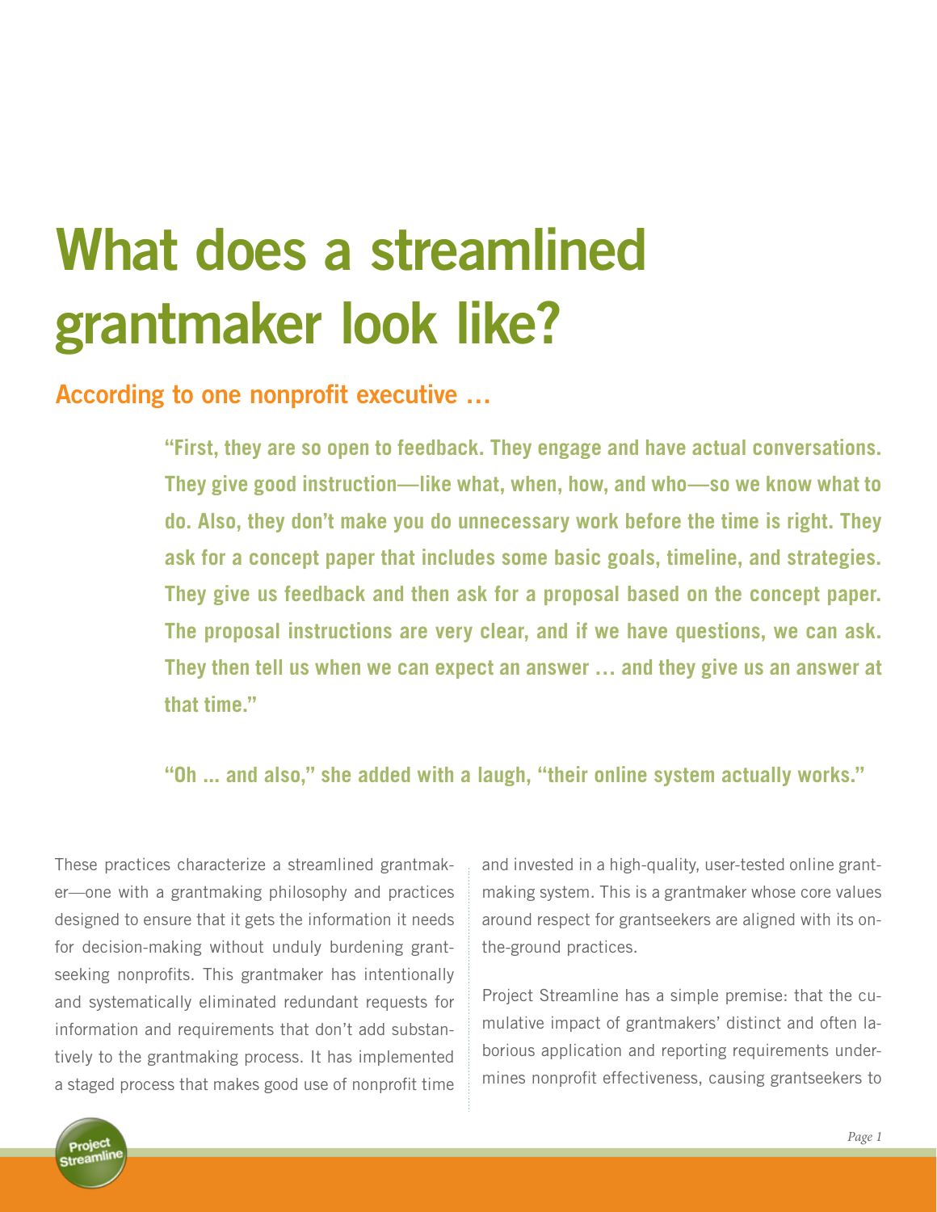# What does a streamlined grantmaker look like?

## According to one nonprofit executive …

> **"First, they are so open to feedback. They engage and have actual conversations. They give good instruction—like what, when, how, and who—so we know what to do. Also, they don't make you do unnecessary work before the time is right. They ask for a concept paper that includes some basic goals, timeline, and strategies. They give us feedback and then ask for a proposal based on the concept paper. The proposal instructions are very clear, and if we have questions, we can ask. They then tell us when we can expect an answer … and they give us an answer at that time."**
>
> **"Oh ... and also," she added with a laugh, "their online system actually works."**

These practices characterize a streamlined grantmaker—one with a grantmaking philosophy and practices designed to ensure that it gets the information it needs for decision-making without unduly burdening grantseeking nonprofits. This grantmaker has intentionally and systematically eliminated redundant requests for information and requirements that don't add substantively to the grantmaking process. It has implemented a staged process that makes good use of nonprofit time and invested in a high-quality, user-tested online grantmaking system. This is a grantmaker whose core values around respect for grantseekers are aligned with its on-the-ground practices.

Project Streamline has a simple premise: that the cumulative impact of grantmakers' distinct and often laborious application and reporting requirements undermines nonprofit effectiveness, causing grantseekers to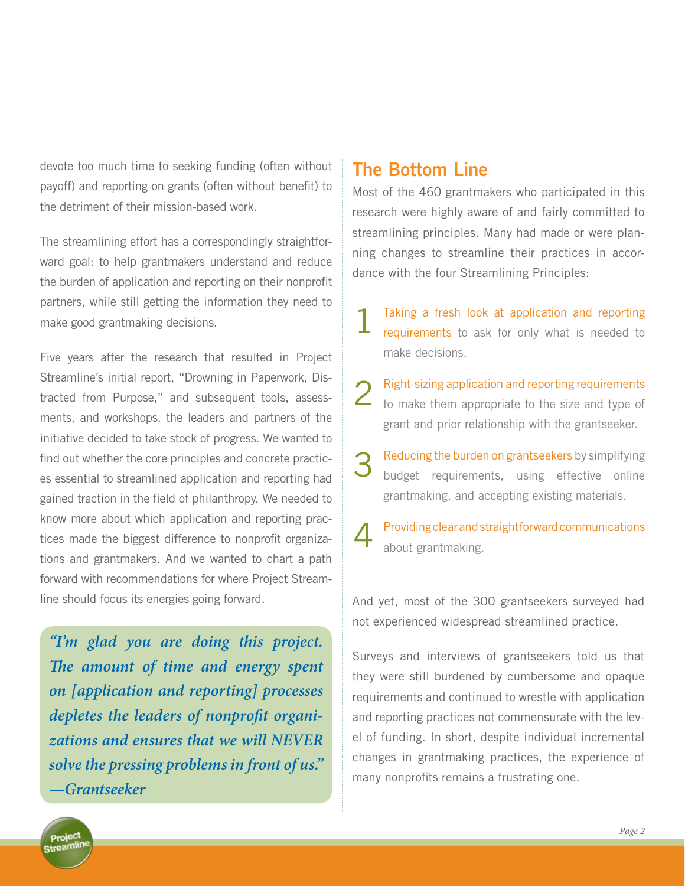devote too much time to seeking funding (often without payoff) and reporting on grants (often without benefit) to the detriment of their mission-based work.

The streamlining effort has a correspondingly straightforward goal: to help grantmakers understand and reduce the burden of application and reporting on their nonprofit partners, while still getting the information they need to make good grantmaking decisions.

Five years after the research that resulted in Project Streamline's initial report, "Drowning in Paperwork, Distracted from Purpose," and subsequent tools, assessments, and workshops, the leaders and partners of the initiative decided to take stock of progress. We wanted to find out whether the core principles and concrete practices essential to streamlined application and reporting had gained traction in the field of philanthropy. We needed to know more about which application and reporting practices made the biggest difference to nonprofit organizations and grantmakers. And we wanted to chart a path forward with recommendations for where Project Streamline should focus its energies going forward.

> *"I'm glad you are doing this project. The amount of time and energy spent on [application and reporting] processes depletes the leaders of nonprofit organizations and ensures that we will NEVER solve the pressing problems in front of us." —Grantseeker*

## The Bottom Line

Most of the 460 grantmakers who participated in this research were highly aware of and fairly committed to streamlining principles. Many had made or were planning changes to streamline their practices in accordance with the four Streamlining Principles:

1. Taking a fresh look at application and reporting requirements to ask for only what is needed to make decisions.
2. Right-sizing application and reporting requirements to make them appropriate to the size and type of grant and prior relationship with the grantseeker.
3. Reducing the burden on grantseekers by simplifying budget requirements, using effective online grantmaking, and accepting existing materials.
4. Providing clear and straightforward communications about grantmaking.

And yet, most of the 300 grantseekers surveyed had not experienced widespread streamlined practice.

Surveys and interviews of grantseekers told us that they were still burdened by cumbersome and opaque requirements and continued to wrestle with application and reporting practices not commensurate with the level of funding. In short, despite individual incremental changes in grantmaking practices, the experience of many nonprofits remains a frustrating one.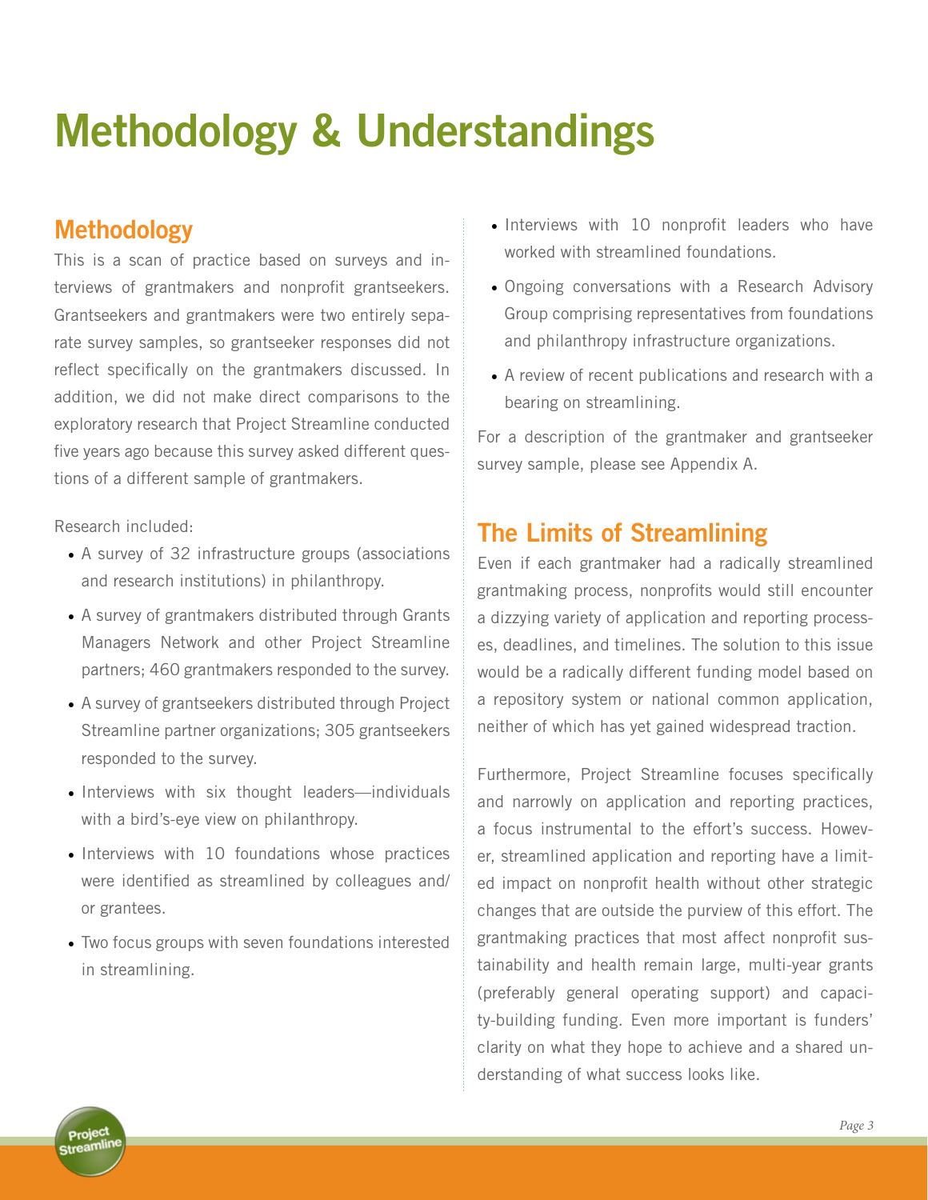# Methodology & Understandings

## Methodology

This is a scan of practice based on surveys and interviews of grantmakers and nonprofit grantseekers. Grantseekers and grantmakers were two entirely separate survey samples, so grantseeker responses did not reflect specifically on the grantmakers discussed. In addition, we did not make direct comparisons to the exploratory research that Project Streamline conducted five years ago because this survey asked different questions of a different sample of grantmakers.

Research included:

- A survey of 32 infrastructure groups (associations and research institutions) in philanthropy.
- A survey of grantmakers distributed through Grants Managers Network and other Project Streamline partners; 460 grantmakers responded to the survey.
- A survey of grantseekers distributed through Project Streamline partner organizations; 305 grantseekers responded to the survey.
- Interviews with six thought leaders—individuals with a bird's-eye view on philanthropy.
- Interviews with 10 foundations whose practices were identified as streamlined by colleagues and/or grantees.
- Two focus groups with seven foundations interested in streamlining.
- Interviews with 10 nonprofit leaders who have worked with streamlined foundations.
- Ongoing conversations with a Research Advisory Group comprising representatives from foundations and philanthropy infrastructure organizations.
- A review of recent publications and research with a bearing on streamlining.

For a description of the grantmaker and grantseeker survey sample, please see Appendix A.

## The Limits of Streamlining

Even if each grantmaker had a radically streamlined grantmaking process, nonprofits would still encounter a dizzying variety of application and reporting processes, deadlines, and timelines. The solution to this issue would be a radically different funding model based on a repository system or national common application, neither of which has yet gained widespread traction.

Furthermore, Project Streamline focuses specifically and narrowly on application and reporting practices, a focus instrumental to the effort's success. However, streamlined application and reporting have a limited impact on nonprofit health without other strategic changes that are outside the purview of this effort. The grantmaking practices that most affect nonprofit sustainability and health remain large, multi-year grants (preferably general operating support) and capacity-building funding. Even more important is funders' clarity on what they hope to achieve and a shared understanding of what success looks like.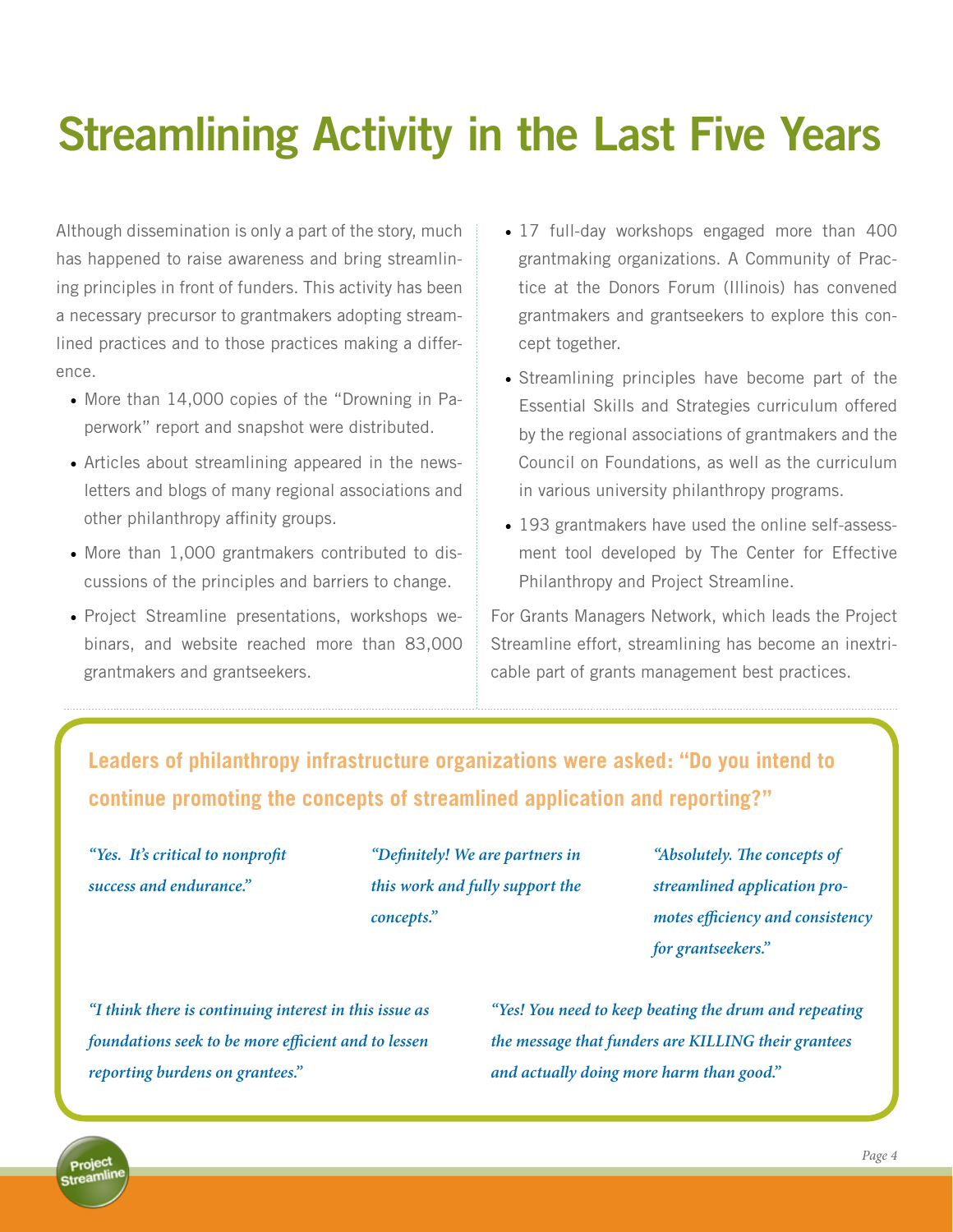# Streamlining Activity in the Last Five Years

Although dissemination is only a part of the story, much has happened to raise awareness and bring streamlining principles in front of funders. This activity has been a necessary precursor to grantmakers adopting streamlined practices and to those practices making a difference.

- More than 14,000 copies of the "Drowning in Paperwork" report and snapshot were distributed.
- Articles about streamlining appeared in the newsletters and blogs of many regional associations and other philanthropy affinity groups.
- More than 1,000 grantmakers contributed to discussions of the principles and barriers to change.
- Project Streamline presentations, workshops webinars, and website reached more than 83,000 grantmakers and grantseekers.
- 17 full-day workshops engaged more than 400 grantmaking organizations. A Community of Practice at the Donors Forum (Illinois) has convened grantmakers and grantseekers to explore this concept together.
- Streamlining principles have become part of the Essential Skills and Strategies curriculum offered by the regional associations of grantmakers and the Council on Foundations, as well as the curriculum in various university philanthropy programs.
- 193 grantmakers have used the online self-assessment tool developed by The Center for Effective Philanthropy and Project Streamline.

For Grants Managers Network, which leads the Project Streamline effort, streamlining has become an inextricable part of grants management best practices.

**Leaders of philanthropy infrastructure organizations were asked: "Do you intend to continue promoting the concepts of streamlined application and reporting?"**

*"Yes. It's critical to nonprofit success and endurance."*

*"Definitely! We are partners in this work and fully support the concepts."*

*"Absolutely. The concepts of streamlined application promotes efficiency and consistency for grantseekers."*

*"I think there is continuing interest in this issue as foundations seek to be more efficient and to lessen reporting burdens on grantees."*

*"Yes! You need to keep beating the drum and repeating the message that funders are KILLING their grantees and actually doing more harm than good."*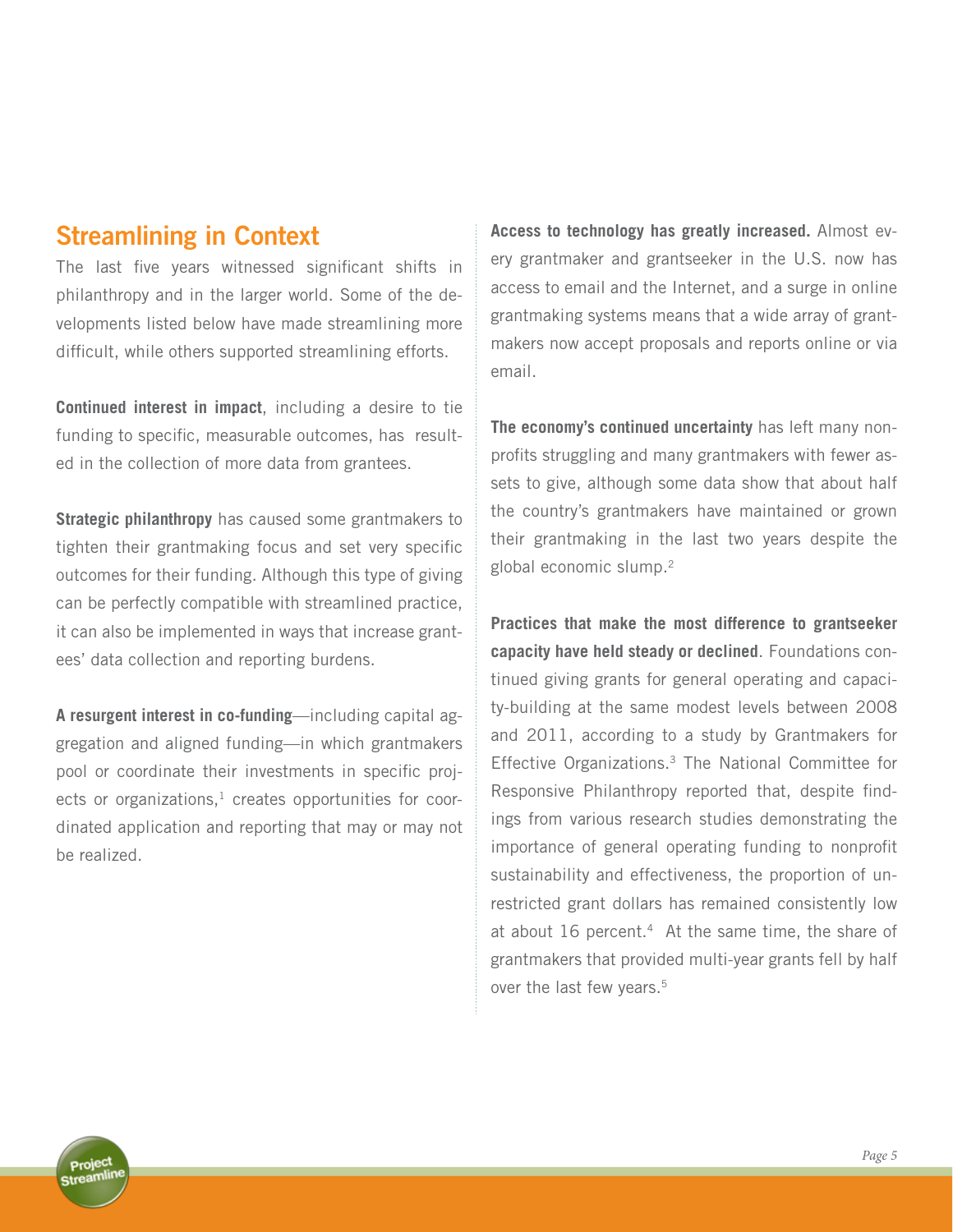## Streamlining in Context

The last five years witnessed significant shifts in philanthropy and in the larger world. Some of the developments listed below have made streamlining more difficult, while others supported streamlining efforts.

**Continued interest in impact**, including a desire to tie funding to specific, measurable outcomes, has resulted in the collection of more data from grantees.

**Strategic philanthropy** has caused some grantmakers to tighten their grantmaking focus and set very specific outcomes for their funding. Although this type of giving can be perfectly compatible with streamlined practice, it can also be implemented in ways that increase grantees' data collection and reporting burdens.

**A resurgent interest in co-funding**—including capital aggregation and aligned funding—in which grantmakers pool or coordinate their investments in specific projects or organizations,[1] creates opportunities for coordinated application and reporting that may or may not be realized.

**Access to technology has greatly increased.** Almost every grantmaker and grantseeker in the U.S. now has access to email and the Internet, and a surge in online grantmaking systems means that a wide array of grantmakers now accept proposals and reports online or via email.

**The economy's continued uncertainty** has left many nonprofits struggling and many grantmakers with fewer assets to give, although some data show that about half the country's grantmakers have maintained or grown their grantmaking in the last two years despite the global economic slump.[2]

**Practices that make the most difference to grantseeker capacity have held steady or declined**. Foundations continued giving grants for general operating and capacity-building at the same modest levels between 2008 and 2011, according to a study by Grantmakers for Effective Organizations.[3] The National Committee for Responsive Philanthropy reported that, despite findings from various research studies demonstrating the importance of general operating funding to nonprofit sustainability and effectiveness, the proportion of unrestricted grant dollars has remained consistently low at about 16 percent.[4] At the same time, the share of grantmakers that provided multi-year grants fell by half over the last few years.[5]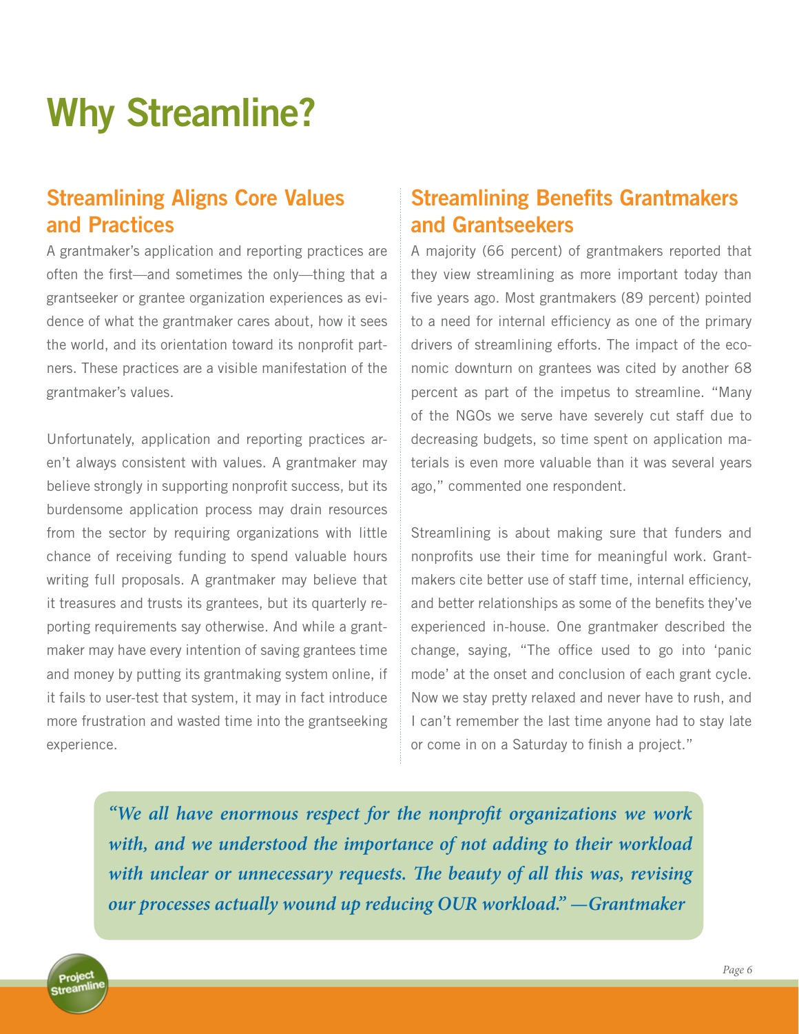# Why Streamline?

## Streamlining Aligns Core Values and Practices

A grantmaker's application and reporting practices are often the first—and sometimes the only—thing that a grantseeker or grantee organization experiences as evidence of what the grantmaker cares about, how it sees the world, and its orientation toward its nonprofit partners. These practices are a visible manifestation of the grantmaker's values.

Unfortunately, application and reporting practices aren't always consistent with values. A grantmaker may believe strongly in supporting nonprofit success, but its burdensome application process may drain resources from the sector by requiring organizations with little chance of receiving funding to spend valuable hours writing full proposals. A grantmaker may believe that it treasures and trusts its grantees, but its quarterly reporting requirements say otherwise. And while a grantmaker may have every intention of saving grantees time and money by putting its grantmaking system online, if it fails to user-test that system, it may in fact introduce more frustration and wasted time into the grantseeking experience.

## Streamlining Benefits Grantmakers and Grantseekers

A majority (66 percent) of grantmakers reported that they view streamlining as more important today than five years ago. Most grantmakers (89 percent) pointed to a need for internal efficiency as one of the primary drivers of streamlining efforts. The impact of the economic downturn on grantees was cited by another 68 percent as part of the impetus to streamline. "Many of the NGOs we serve have severely cut staff due to decreasing budgets, so time spent on application materials is even more valuable than it was several years ago," commented one respondent.

Streamlining is about making sure that funders and nonprofits use their time for meaningful work. Grantmakers cite better use of staff time, internal efficiency, and better relationships as some of the benefits they've experienced in-house. One grantmaker described the change, saying, "The office used to go into 'panic mode' at the onset and conclusion of each grant cycle. Now we stay pretty relaxed and never have to rush, and I can't remember the last time anyone had to stay late or come in on a Saturday to finish a project."

> *"We all have enormous respect for the nonprofit organizations we work with, and we understood the importance of not adding to their workload with unclear or unnecessary requests. The beauty of all this was, revising our processes actually wound up reducing OUR workload." —Grantmaker*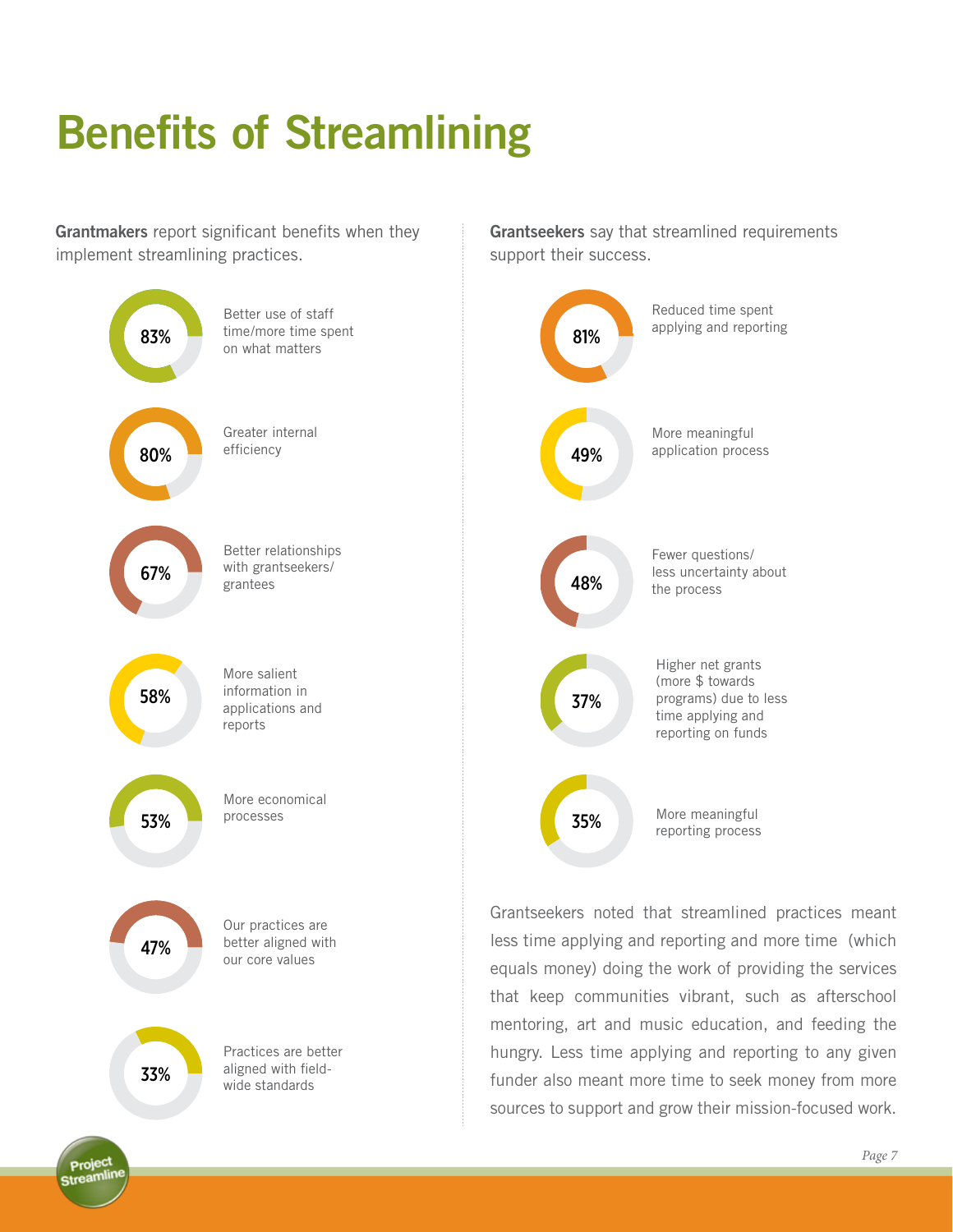# Benefits of Streamlining

**Grantmakers** report significant benefits when they implement streamlining practices.

- 83% — Better use of staff time/more time spent on what matters
- 80% — Greater internal efficiency
- 67% — Better relationships with grantseekers/ grantees
- 58% — More salient information in applications and reports
- 53% — More economical processes
- 47% — Our practices are better aligned with our core values
- 33% — Practices are better aligned with field-wide standards

**Grantseekers** say that streamlined requirements support their success.

- 81% — Reduced time spent applying and reporting
- 49% — More meaningful application process
- 48% — Fewer questions/ less uncertainty about the process
- 37% — Higher net grants (more $ towards programs) due to less time applying and reporting on funds
- 35% — More meaningful reporting process

Grantseekers noted that streamlined practices meant less time applying and reporting and more time (which equals money) doing the work of providing the services that keep communities vibrant, such as afterschool mentoring, art and music education, and feeding the hungry. Less time applying and reporting to any given funder also meant more time to seek money from more sources to support and grow their mission-focused work.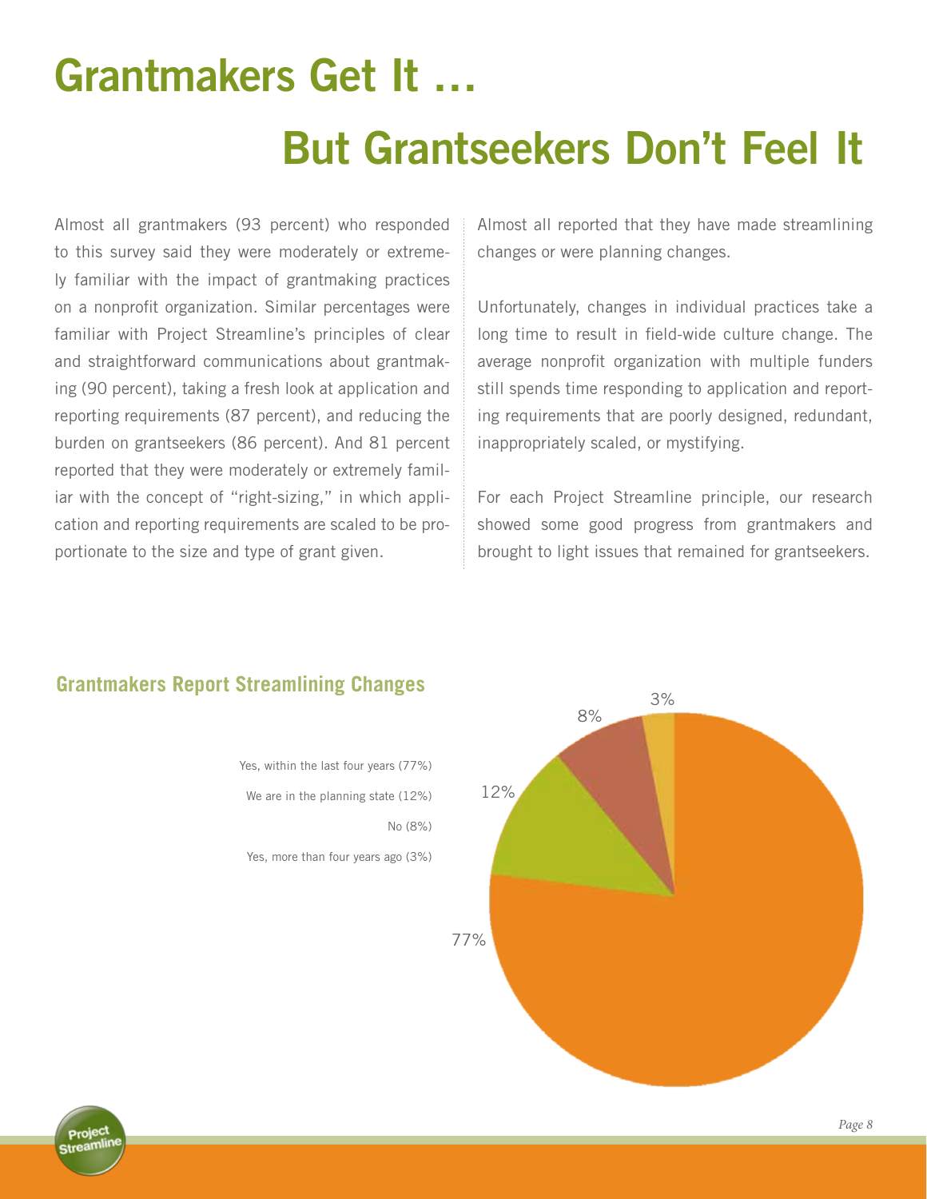# Grantmakers Get It …

# But Grantseekers Don't Feel It

Almost all grantmakers (93 percent) who responded to this survey said they were moderately or extremely familiar with the impact of grantmaking practices on a nonprofit organization. Similar percentages were familiar with Project Streamline's principles of clear and straightforward communications about grantmaking (90 percent), taking a fresh look at application and reporting requirements (87 percent), and reducing the burden on grantseekers (86 percent). And 81 percent reported that they were moderately or extremely familiar with the concept of "right-sizing," in which application and reporting requirements are scaled to be proportionate to the size and type of grant given.

Almost all reported that they have made streamlining changes or were planning changes.

Unfortunately, changes in individual practices take a long time to result in field-wide culture change. The average nonprofit organization with multiple funders still spends time responding to application and reporting requirements that are poorly designed, redundant, inappropriately scaled, or mystifying.

For each Project Streamline principle, our research showed some good progress from grantmakers and brought to light issues that remained for grantseekers.

## Grantmakers Report Streamlining Changes

- Yes, within the last four years (77%)
- We are in the planning state (12%)
- No (8%)
- Yes, more than four years ago (3%)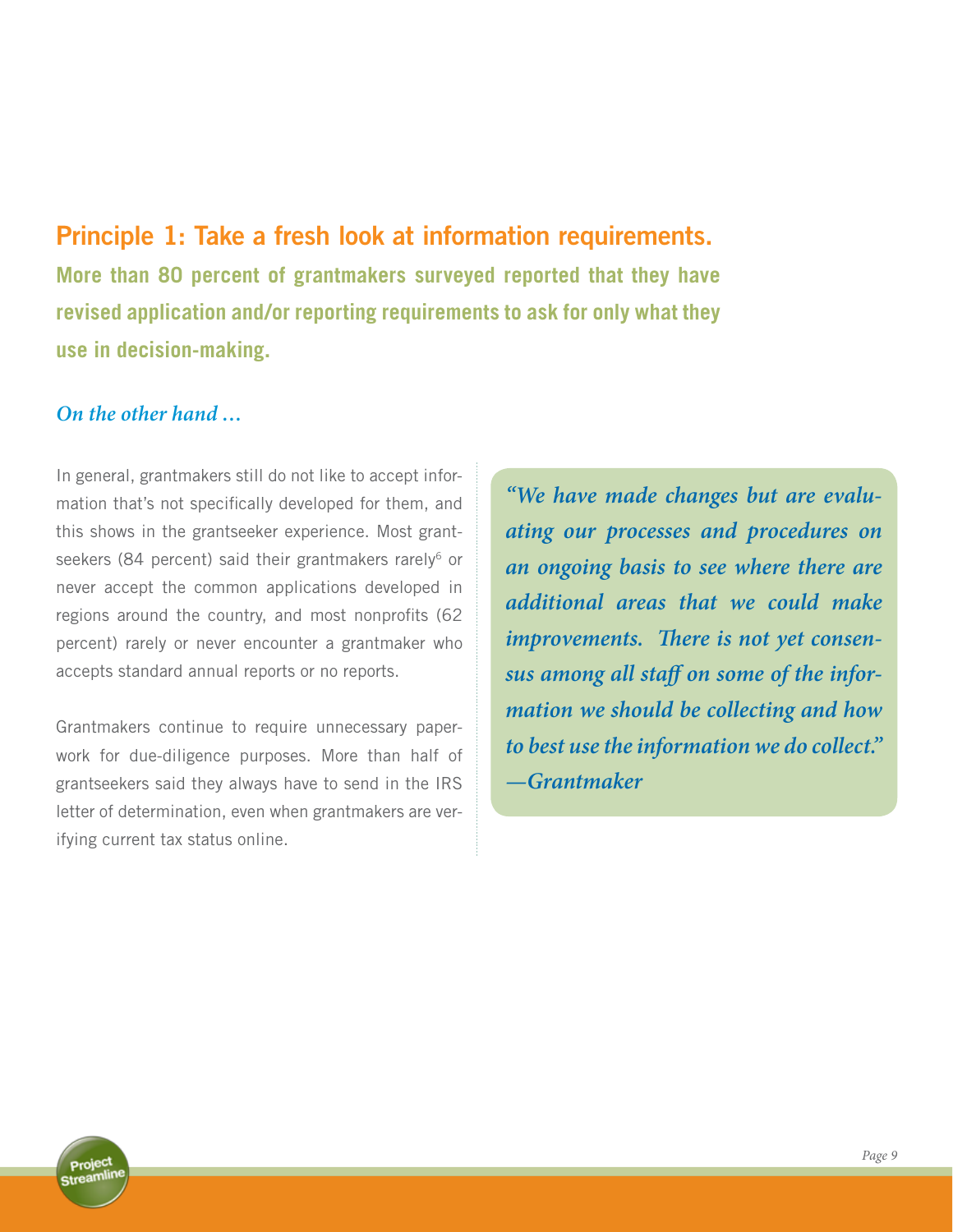## Principle 1: Take a fresh look at information requirements.

**More than 80 percent of grantmakers surveyed reported that they have revised application and/or reporting requirements to ask for only what they use in decision-making.**

### *On the other hand …*

In general, grantmakers still do not like to accept information that's not specifically developed for them, and this shows in the grantseeker experience. Most grantseekers (84 percent) said their grantmakers rarely[6] or never accept the common applications developed in regions around the country, and most nonprofits (62 percent) rarely or never encounter a grantmaker who accepts standard annual reports or no reports.

Grantmakers continue to require unnecessary paperwork for due-diligence purposes. More than half of grantseekers said they always have to send in the IRS letter of determination, even when grantmakers are verifying current tax status online.

> *"We have made changes but are evaluating our processes and procedures on an ongoing basis to see where there are additional areas that we could make improvements. There is not yet consensus among all staff on some of the information we should be collecting and how to best use the information we do collect."*
> *—Grantmaker*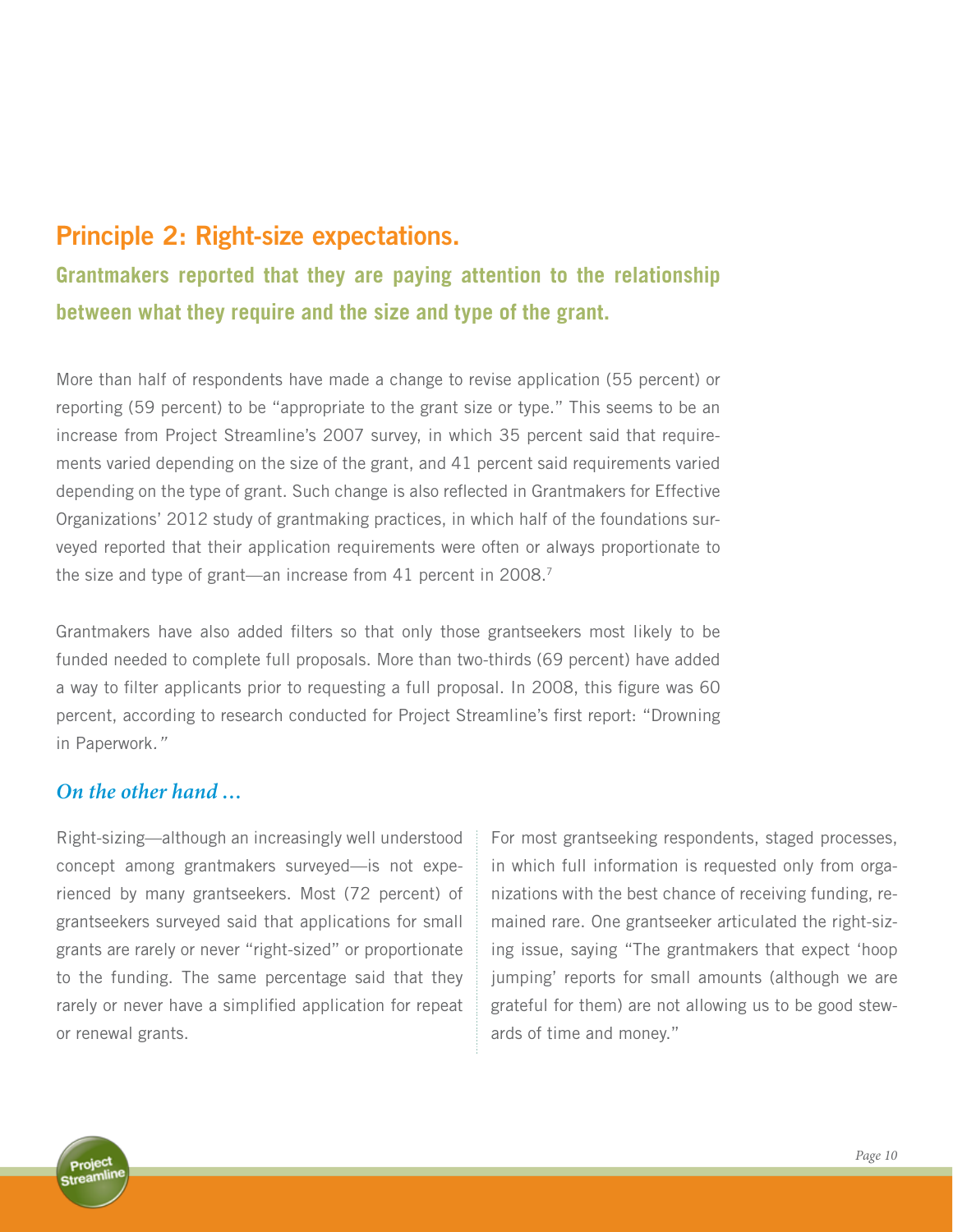## Principle 2: Right-size expectations.

### Grantmakers reported that they are paying attention to the relationship between what they require and the size and type of the grant.

More than half of respondents have made a change to revise application (55 percent) or reporting (59 percent) to be "appropriate to the grant size or type." This seems to be an increase from Project Streamline's 2007 survey, in which 35 percent said that requirements varied depending on the size of the grant, and 41 percent said requirements varied depending on the type of grant. Such change is also reflected in Grantmakers for Effective Organizations' 2012 study of grantmaking practices, in which half of the foundations surveyed reported that their application requirements were often or always proportionate to the size and type of grant—an increase from 41 percent in 2008.[7]

Grantmakers have also added filters so that only those grantseekers most likely to be funded needed to complete full proposals. More than two-thirds (69 percent) have added a way to filter applicants prior to requesting a full proposal. In 2008, this figure was 60 percent, according to research conducted for Project Streamline's first report: "Drowning in Paperwork."

### *On the other hand …*

Right-sizing—although an increasingly well understood concept among grantmakers surveyed—is not experienced by many grantseekers. Most (72 percent) of grantseekers surveyed said that applications for small grants are rarely or never "right-sized" or proportionate to the funding. The same percentage said that they rarely or never have a simplified application for repeat or renewal grants.

For most grantseeking respondents, staged processes, in which full information is requested only from organizations with the best chance of receiving funding, remained rare. One grantseeker articulated the right-sizing issue, saying "The grantmakers that expect 'hoop jumping' reports for small amounts (although we are grateful for them) are not allowing us to be good stewards of time and money."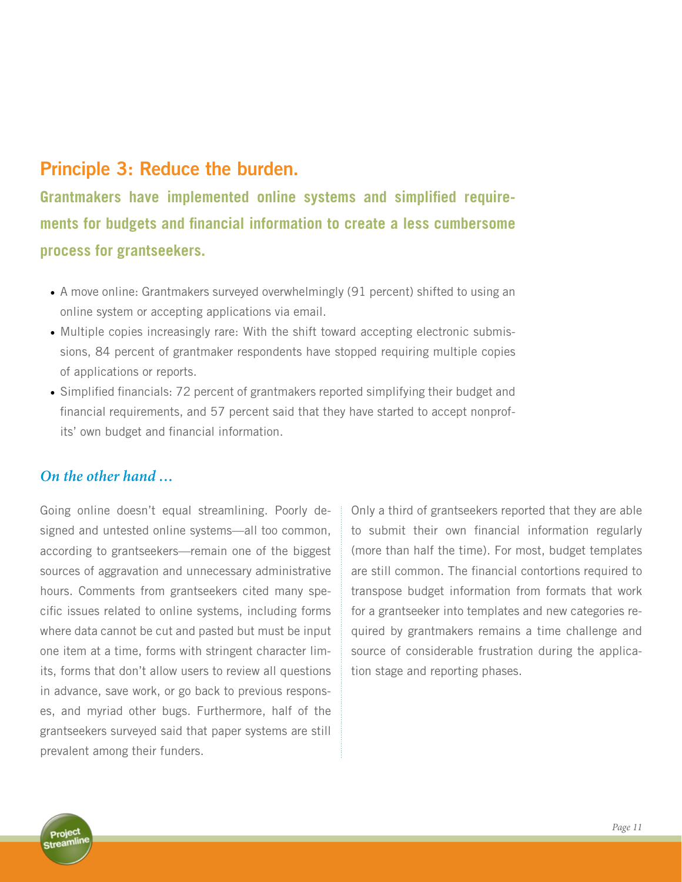## Principle 3: Reduce the burden.

**Grantmakers have implemented online systems and simplified requirements for budgets and financial information to create a less cumbersome process for grantseekers.**

- A move online: Grantmakers surveyed overwhelmingly (91 percent) shifted to using an online system or accepting applications via email.
- Multiple copies increasingly rare: With the shift toward accepting electronic submissions, 84 percent of grantmaker respondents have stopped requiring multiple copies of applications or reports.
- Simplified financials: 72 percent of grantmakers reported simplifying their budget and financial requirements, and 57 percent said that they have started to accept nonprofits' own budget and financial information.

### *On the other hand …*

Going online doesn't equal streamlining. Poorly designed and untested online systems—all too common, according to grantseekers—remain one of the biggest sources of aggravation and unnecessary administrative hours. Comments from grantseekers cited many specific issues related to online systems, including forms where data cannot be cut and pasted but must be input one item at a time, forms with stringent character limits, forms that don't allow users to review all questions in advance, save work, or go back to previous responses, and myriad other bugs. Furthermore, half of the grantseekers surveyed said that paper systems are still prevalent among their funders.

Only a third of grantseekers reported that they are able to submit their own financial information regularly (more than half the time). For most, budget templates are still common. The financial contortions required to transpose budget information from formats that work for a grantseeker into templates and new categories required by grantmakers remains a time challenge and source of considerable frustration during the application stage and reporting phases.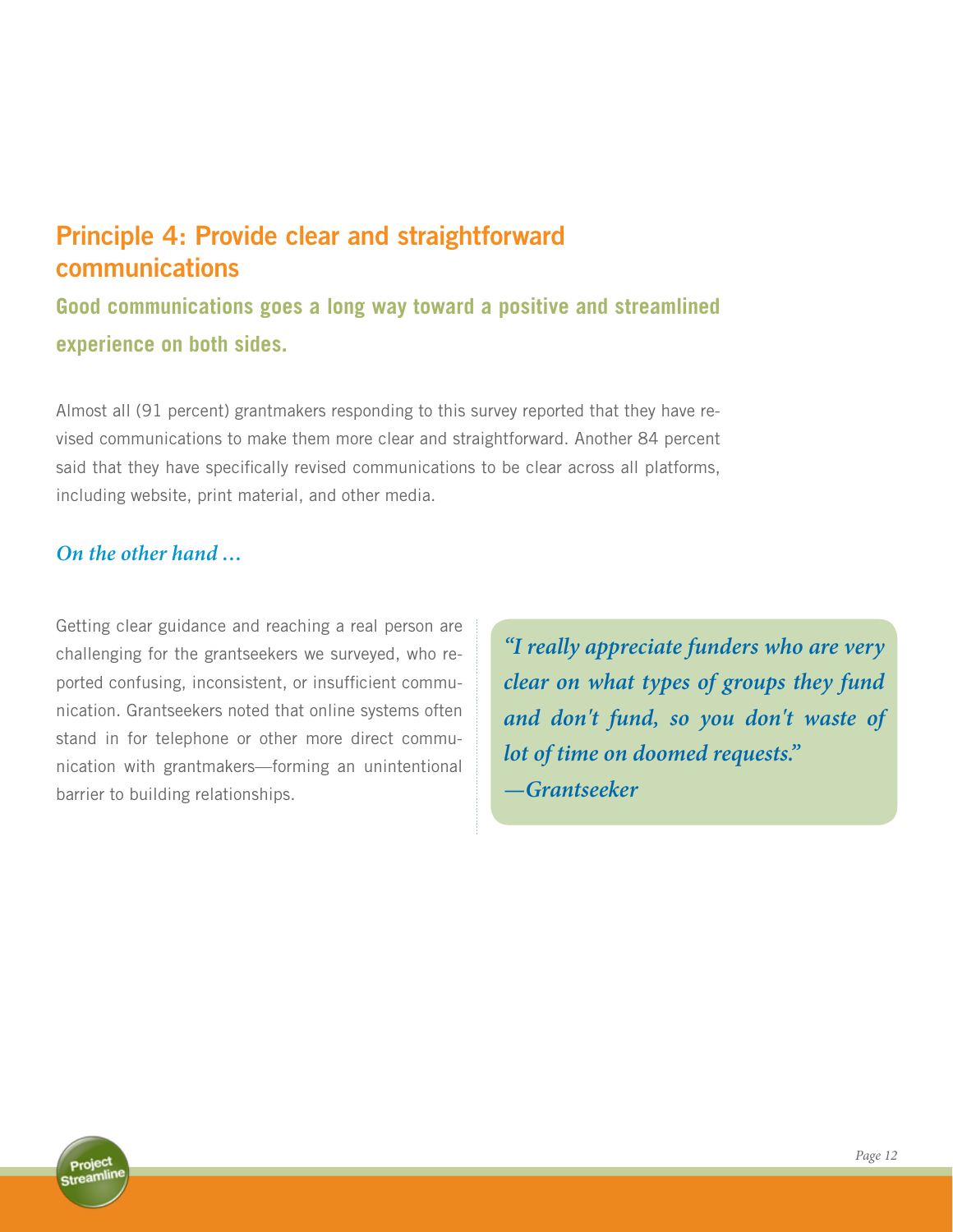## Principle 4: Provide clear and straightforward communications

### Good communications goes a long way toward a positive and streamlined experience on both sides.

Almost all (91 percent) grantmakers responding to this survey reported that they have revised communications to make them more clear and straightforward. Another 84 percent said that they have specifically revised communications to be clear across all platforms, including website, print material, and other media.

*On the other hand …*

Getting clear guidance and reaching a real person are challenging for the grantseekers we surveyed, who reported confusing, inconsistent, or insufficient communication. Grantseekers noted that online systems often stand in for telephone or other more direct communication with grantmakers—forming an unintentional barrier to building relationships.

> *"I really appreciate funders who are very clear on what types of groups they fund and don't fund, so you don't waste of lot of time on doomed requests."*
> *—Grantseeker*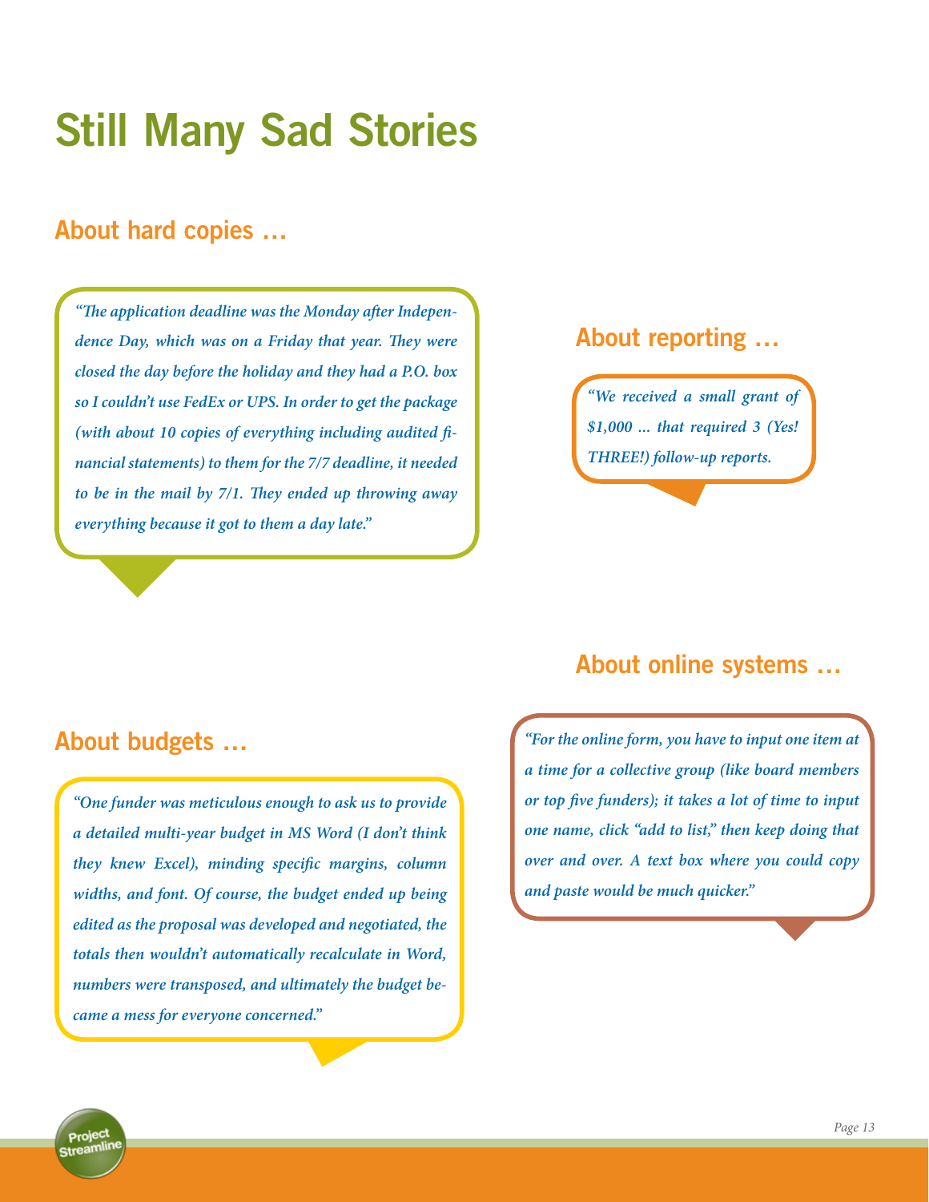# Still Many Sad Stories

## About hard copies …

*"The application deadline was the Monday after Independence Day, which was on a Friday that year. They were closed the day before the holiday and they had a P.O. box so I couldn't use FedEx or UPS. In order to get the package (with about 10 copies of everything including audited financial statements) to them for the 7/7 deadline, it needed to be in the mail by 7/1. They ended up throwing away everything because it got to them a day late."*

## About reporting …

*"We received a small grant of $1,000 … that required 3 (Yes! THREE!) follow-up reports.*

## About budgets …

*"One funder was meticulous enough to ask us to provide a detailed multi-year budget in MS Word (I don't think they knew Excel), minding specific margins, column widths, and font. Of course, the budget ended up being edited as the proposal was developed and negotiated, the totals then wouldn't automatically recalculate in Word, numbers were transposed, and ultimately the budget became a mess for everyone concerned."*

## About online systems …

*"For the online form, you have to input one item at a time for a collective group (like board members or top five funders); it takes a lot of time to input one name, click "add to list," then keep doing that over and over. A text box where you could copy and paste would be much quicker."*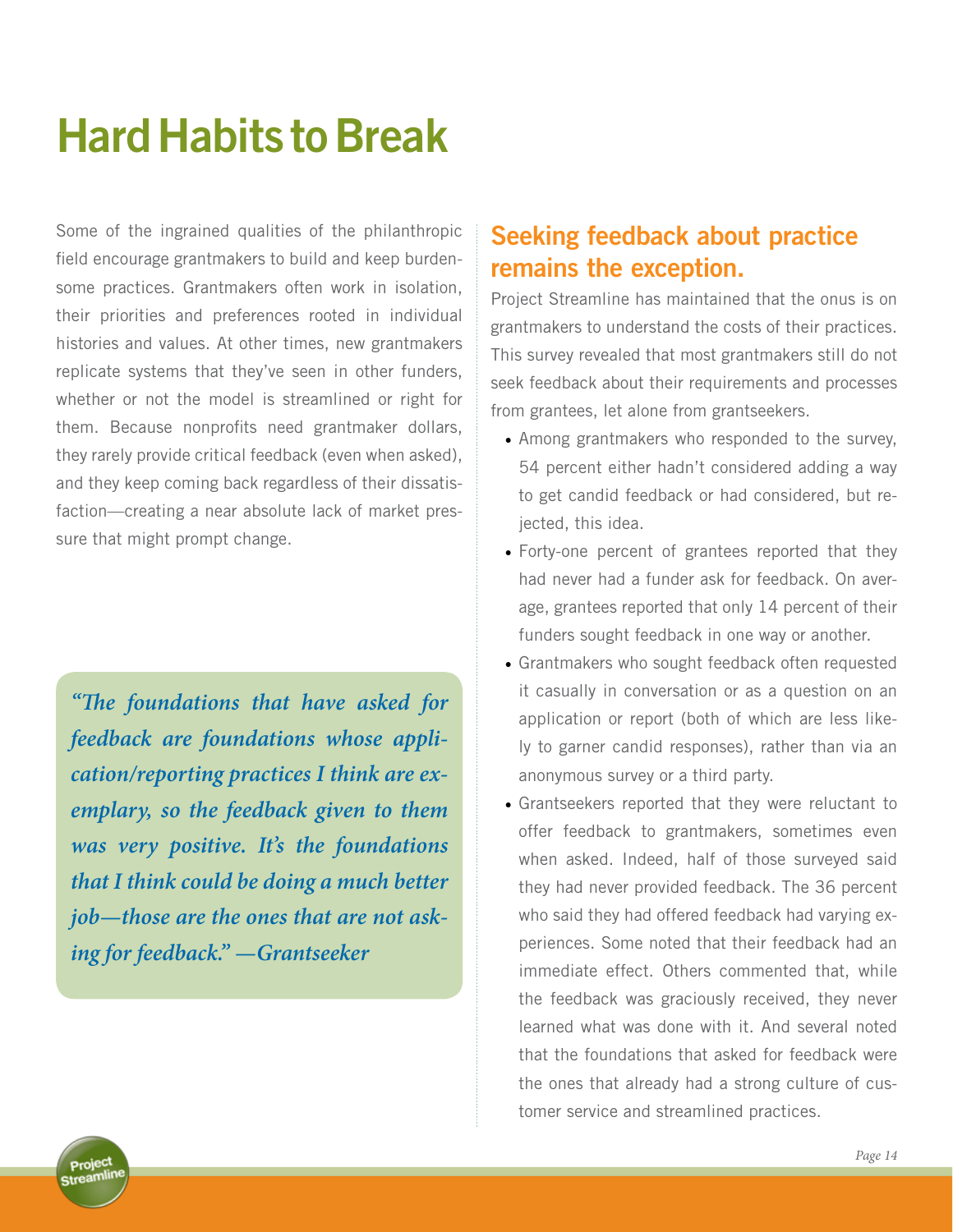# Hard Habits to Break

Some of the ingrained qualities of the philanthropic field encourage grantmakers to build and keep burdensome practices. Grantmakers often work in isolation, their priorities and preferences rooted in individual histories and values. At other times, new grantmakers replicate systems that they've seen in other funders, whether or not the model is streamlined or right for them. Because nonprofits need grantmaker dollars, they rarely provide critical feedback (even when asked), and they keep coming back regardless of their dissatisfaction—creating a near absolute lack of market pressure that might prompt change.

> *"The foundations that have asked for feedback are foundations whose application/reporting practices I think are exemplary, so the feedback given to them was very positive. It's the foundations that I think could be doing a much better job—those are the ones that are not asking for feedback." —Grantseeker*

## Seeking feedback about practice remains the exception.

Project Streamline has maintained that the onus is on grantmakers to understand the costs of their practices. This survey revealed that most grantmakers still do not seek feedback about their requirements and processes from grantees, let alone from grantseekers.

- Among grantmakers who responded to the survey, 54 percent either hadn't considered adding a way to get candid feedback or had considered, but rejected, this idea.
- Forty-one percent of grantees reported that they had never had a funder ask for feedback. On average, grantees reported that only 14 percent of their funders sought feedback in one way or another.
- Grantmakers who sought feedback often requested it casually in conversation or as a question on an application or report (both of which are less likely to garner candid responses), rather than via an anonymous survey or a third party.
- Grantseekers reported that they were reluctant to offer feedback to grantmakers, sometimes even when asked. Indeed, half of those surveyed said they had never provided feedback. The 36 percent who said they had offered feedback had varying experiences. Some noted that their feedback had an immediate effect. Others commented that, while the feedback was graciously received, they never learned what was done with it. And several noted that the foundations that asked for feedback were the ones that already had a strong culture of customer service and streamlined practices.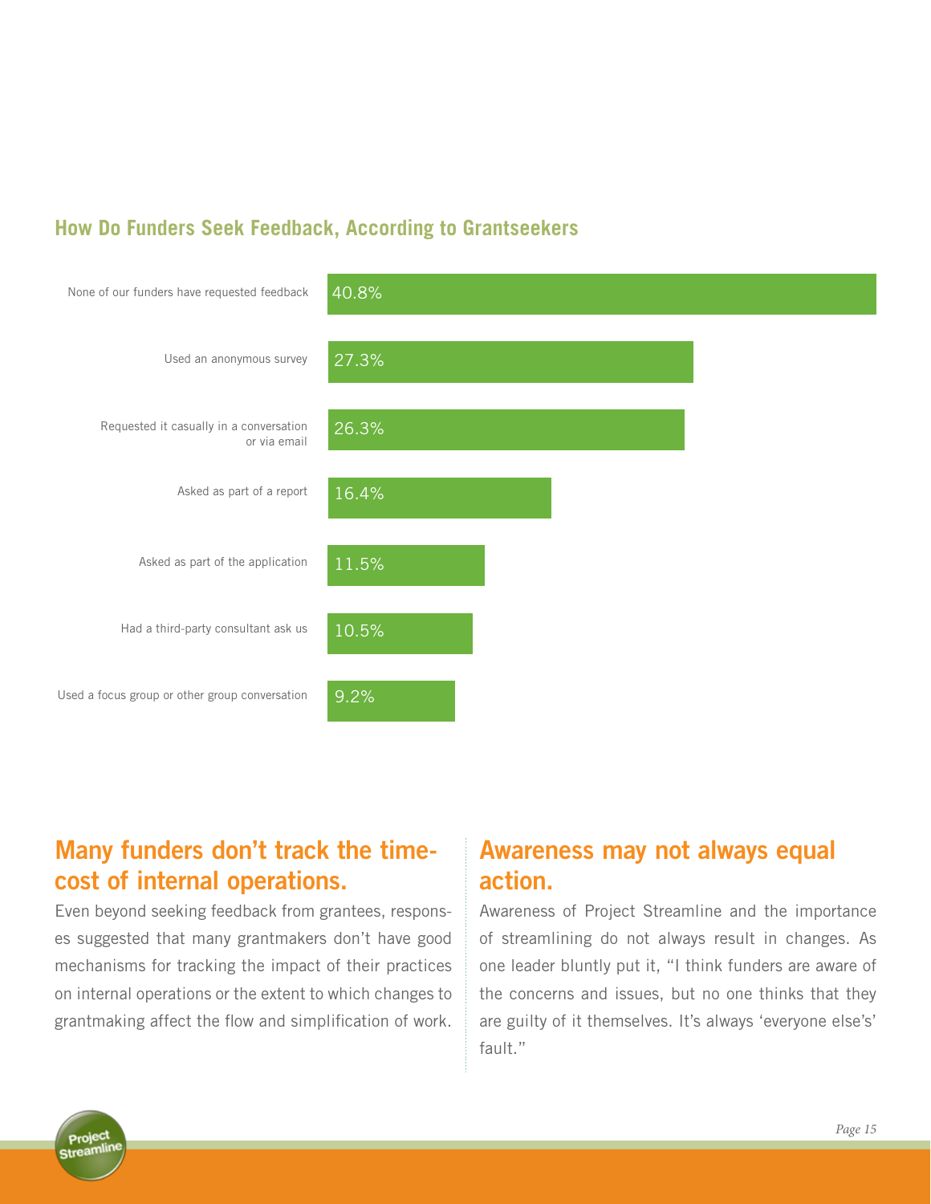### How Do Funders Seek Feedback, According to Grantseekers

| Response | Percentage |
| --- | --- |
| None of our funders have requested feedback | 40.8% |
| Used an anonymous survey | 27.3% |
| Requested it casually in a conversation or via email | 26.3% |
| Asked as part of a report | 16.4% |
| Asked as part of the application | 11.5% |
| Had a third-party consultant ask us | 10.5% |
| Used a focus group or other group conversation | 9.2% |

## Many funders don't track the time-cost of internal operations.

Even beyond seeking feedback from grantees, responses suggested that many grantmakers don't have good mechanisms for tracking the impact of their practices on internal operations or the extent to which changes to grantmaking affect the flow and simplification of work.

## Awareness may not always equal action.

Awareness of Project Streamline and the importance of streamlining do not always result in changes. As one leader bluntly put it, "I think funders are aware of the concerns and issues, but no one thinks that they are guilty of it themselves. It's always 'everyone else's' fault."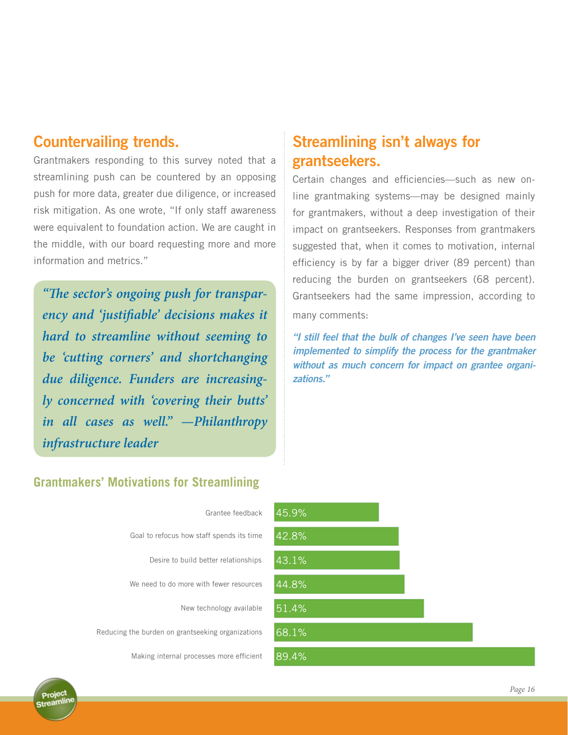## Countervailing trends.

Grantmakers responding to this survey noted that a streamlining push can be countered by an opposing push for more data, greater due diligence, or increased risk mitigation. As one wrote, "If only staff awareness were equivalent to foundation action. We are caught in the middle, with our board requesting more and more information and metrics."

> *"The sector's ongoing push for transparency and 'justifiable' decisions makes it hard to streamline without seeming to be 'cutting corners' and shortchanging due diligence. Funders are increasingly concerned with 'covering their butts' in all cases as well." —Philanthropy infrastructure leader*

## Streamlining isn't always for grantseekers.

Certain changes and efficiencies—such as new online grantmaking systems—may be designed mainly for grantmakers, without a deep investigation of their impact on grantseekers. Responses from grantmakers suggested that, when it comes to motivation, internal efficiency is by far a bigger driver (89 percent) than reducing the burden on grantseekers (68 percent). Grantseekers had the same impression, according to many comments:

> ***"I still feel that the bulk of changes I've seen have been implemented to simplify the process for the grantmaker without as much concern for impact on grantee organizations."***

### Grantmakers' Motivations for Streamlining

| Motivation | Percent |
| --- | --- |
| Grantee feedback | 45.9% |
| Goal to refocus how staff spends its time | 42.8% |
| Desire to build better relationships | 43.1% |
| We need to do more with fewer resources | 44.8% |
| New technology available | 51.4% |
| Reducing the burden on grantseeking organizations | 68.1% |
| Making internal processes more efficient | 89.4% |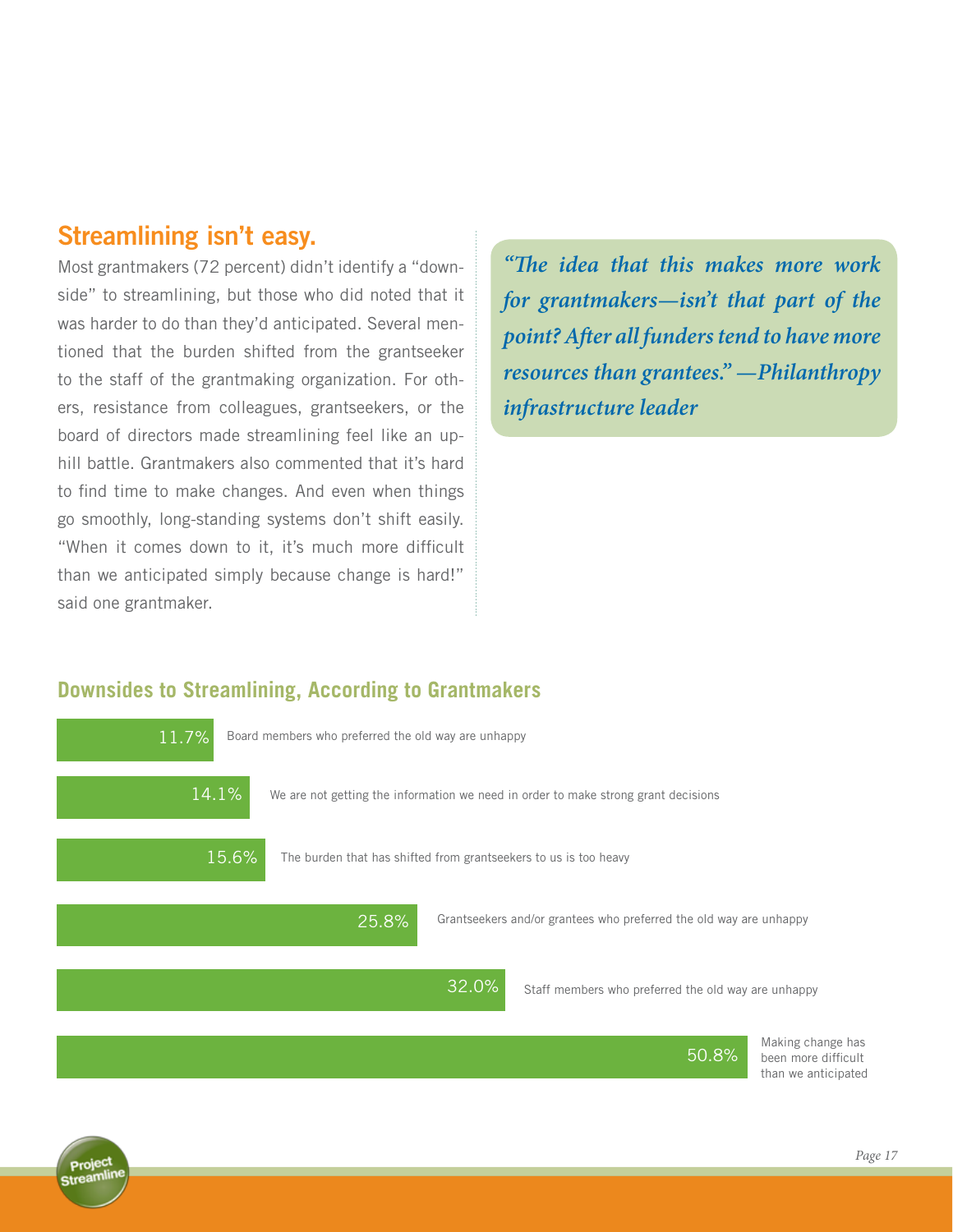## Streamlining isn't easy.

Most grantmakers (72 percent) didn't identify a "downside" to streamlining, but those who did noted that it was harder to do than they'd anticipated. Several mentioned that the burden shifted from the grantseeker to the staff of the grantmaking organization. For others, resistance from colleagues, grantseekers, or the board of directors made streamlining feel like an uphill battle. Grantmakers also commented that it's hard to find time to make changes. And even when things go smoothly, long-standing systems don't shift easily. "When it comes down to it, it's much more difficult than we anticipated simply because change is hard!" said one grantmaker.

> *"The idea that this makes more work for grantmakers—isn't that part of the point? After all funders tend to have more resources than grantees." —Philanthropy infrastructure leader*

### Downsides to Streamlining, According to Grantmakers

| Percent | Downside |
|---|---|
| 11.7% | Board members who preferred the old way are unhappy |
| 14.1% | We are not getting the information we need in order to make strong grant decisions |
| 15.6% | The burden that has shifted from grantseekers to us is too heavy |
| 25.8% | Grantseekers and/or grantees who preferred the old way are unhappy |
| 32.0% | Staff members who preferred the old way are unhappy |
| 50.8% | Making change has been more difficult than we anticipated |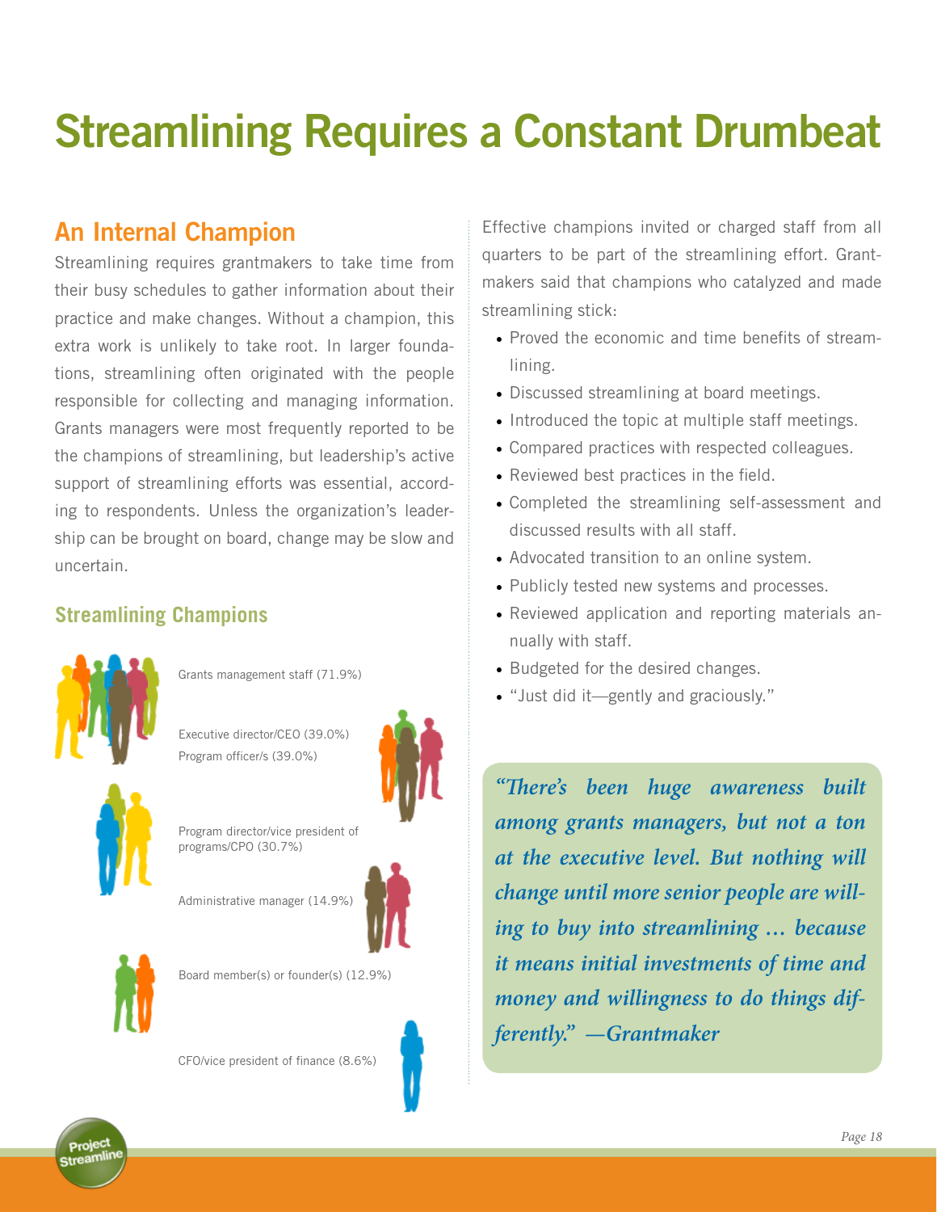# Streamlining Requires a Constant Drumbeat

## An Internal Champion

Streamlining requires grantmakers to take time from their busy schedules to gather information about their practice and make changes. Without a champion, this extra work is unlikely to take root. In larger foundations, streamlining often originated with the people responsible for collecting and managing information. Grants managers were most frequently reported to be the champions of streamlining, but leadership's active support of streamlining efforts was essential, according to respondents. Unless the organization's leadership can be brought on board, change may be slow and uncertain.

### Streamlining Champions

Grants management staff (71.9%)

Executive director/CEO (39.0%)

Program officer/s (39.0%)

Program director/vice president of programs/CPO (30.7%)

Administrative manager (14.9%)

Board member(s) or founder(s) (12.9%)

CFO/vice president of finance (8.6%)

Effective champions invited or charged staff from all quarters to be part of the streamlining effort. Grantmakers said that champions who catalyzed and made streamlining stick:

- Proved the economic and time benefits of streamlining.
- Discussed streamlining at board meetings.
- Introduced the topic at multiple staff meetings.
- Compared practices with respected colleagues.
- Reviewed best practices in the field.
- Completed the streamlining self-assessment and discussed results with all staff.
- Advocated transition to an online system.
- Publicly tested new systems and processes.
- Reviewed application and reporting materials annually with staff.
- Budgeted for the desired changes.
- "Just did it—gently and graciously."

*"There's been huge awareness built among grants managers, but not a ton at the executive level. But nothing will change until more senior people are willing to buy into streamlining … because it means initial investments of time and money and willingness to do things differently." —Grantmaker*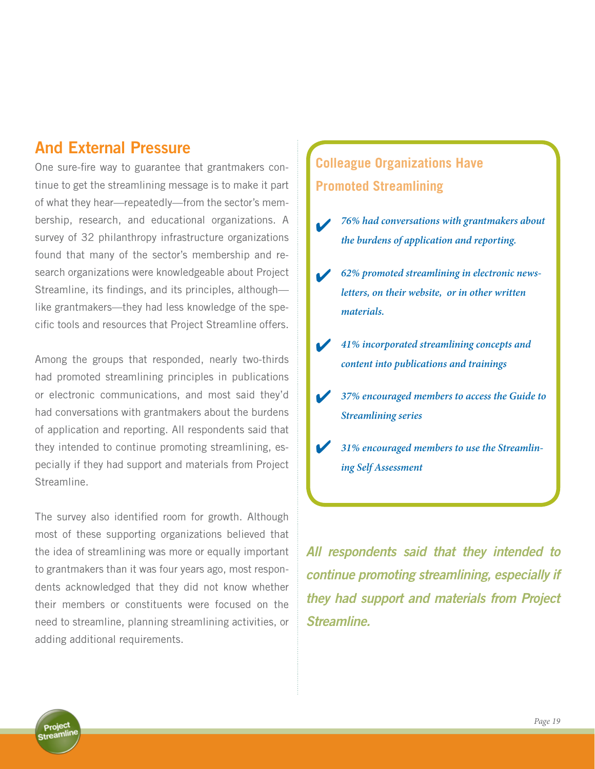## And External Pressure

One sure-fire way to guarantee that grantmakers continue to get the streamlining message is to make it part of what they hear—repeatedly—from the sector's membership, research, and educational organizations. A survey of 32 philanthropy infrastructure organizations found that many of the sector's membership and research organizations were knowledgeable about Project Streamline, its findings, and its principles, although—like grantmakers—they had less knowledge of the specific tools and resources that Project Streamline offers.

Among the groups that responded, nearly two-thirds had promoted streamlining principles in publications or electronic communications, and most said they'd had conversations with grantmakers about the burdens of application and reporting. All respondents said that they intended to continue promoting streamlining, especially if they had support and materials from Project Streamline.

The survey also identified room for growth. Although most of these supporting organizations believed that the idea of streamlining was more or equally important to grantmakers than it was four years ago, most respondents acknowledged that they did not know whether their members or constituents were focused on the need to streamline, planning streamlining activities, or adding additional requirements.

### Colleague Organizations Have Promoted Streamlining

- ✔ *76% had conversations with grantmakers about the burdens of application and reporting.*
- ✔ *62% promoted streamlining in electronic newsletters, on their website, or in other written materials.*
- ✔ *41% incorporated streamlining concepts and content into publications and trainings*
- ✔ *37% encouraged members to access the Guide to Streamlining series*
- ✔ *31% encouraged members to use the Streamlining Self Assessment*

***All respondents said that they intended to continue promoting streamlining, especially if they had support and materials from Project Streamline.***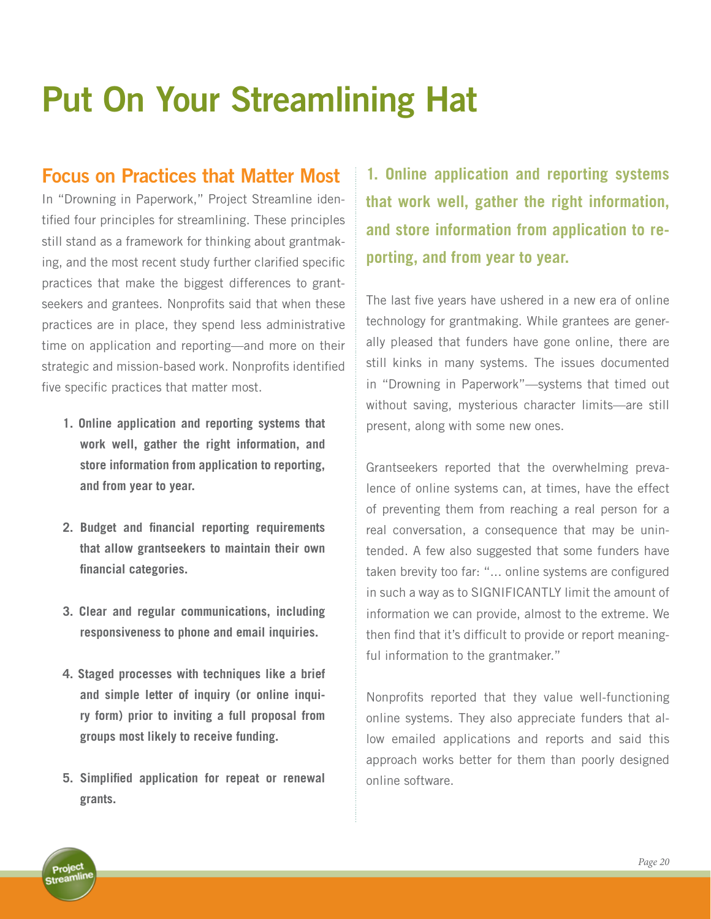// Put On Your Streamlining Hat

## Focus on Practices that Matter Most

In "Drowning in Paperwork," Project Streamline identified four principles for streamlining. These principles still stand as a framework for thinking about grantmaking, and the most recent study further clarified specific practices that make the biggest differences to grantseekers and grantees. Nonprofits said that when these practices are in place, they spend less administrative time on application and reporting—and more on their strategic and mission-based work. Nonprofits identified five specific practices that matter most.

1. **Online application and reporting systems that work well, gather the right information, and store information from application to reporting, and from year to year.**
2. **Budget and financial reporting requirements that allow grantseekers to maintain their own financial categories.**
3. **Clear and regular communications, including responsiveness to phone and email inquiries.**
4. **Staged processes with techniques like a brief and simple letter of inquiry (or online inquiry form) prior to inviting a full proposal from groups most likely to receive funding.**
5. **Simplified application for repeat or renewal grants.**

### 1. Online application and reporting systems that work well, gather the right information, and store information from application to reporting, and from year to year.

The last five years have ushered in a new era of online technology for grantmaking. While grantees are generally pleased that funders have gone online, there are still kinks in many systems. The issues documented in "Drowning in Paperwork"—systems that timed out without saving, mysterious character limits—are still present, along with some new ones.

Grantseekers reported that the overwhelming prevalence of online systems can, at times, have the effect of preventing them from reaching a real person for a real conversation, a consequence that may be unintended. A few also suggested that some funders have taken brevity too far: "... online systems are configured in such a way as to SIGNIFICANTLY limit the amount of information we can provide, almost to the extreme. We then find that it's difficult to provide or report meaningful information to the grantmaker."

Nonprofits reported that they value well-functioning online systems. They also appreciate funders that allow emailed applications and reports and said this approach works better for them than poorly designed online software.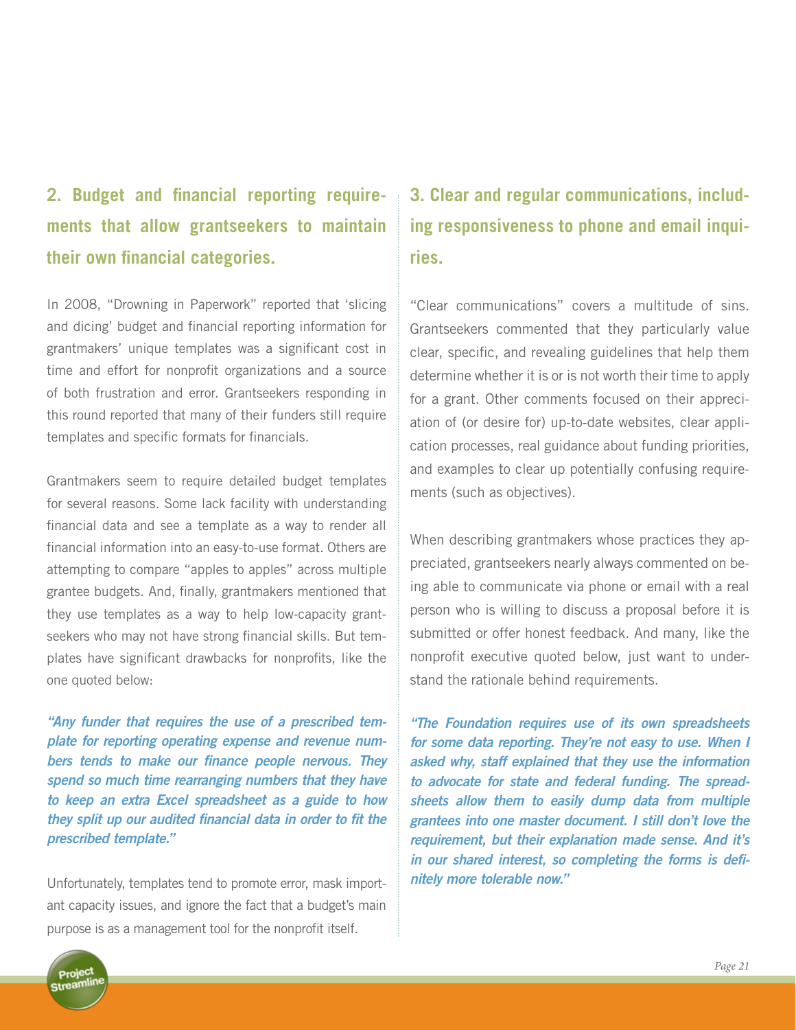## 2. Budget and financial reporting requirements that allow grantseekers to maintain their own financial categories.

In 2008, "Drowning in Paperwork" reported that 'slicing and dicing' budget and financial reporting information for grantmakers' unique templates was a significant cost in time and effort for nonprofit organizations and a source of both frustration and error. Grantseekers responding in this round reported that many of their funders still require templates and specific formats for financials.

Grantmakers seem to require detailed budget templates for several reasons. Some lack facility with understanding financial data and see a template as a way to render all financial information into an easy-to-use format. Others are attempting to compare "apples to apples" across multiple grantee budgets. And, finally, grantmakers mentioned that they use templates as a way to help low-capacity grantseekers who may not have strong financial skills. But templates have significant drawbacks for nonprofits, like the one quoted below:

***"Any funder that requires the use of a prescribed template for reporting operating expense and revenue numbers tends to make our finance people nervous. They spend so much time rearranging numbers that they have to keep an extra Excel spreadsheet as a guide to how they split up our audited financial data in order to fit the prescribed template."***

Unfortunately, templates tend to promote error, mask important capacity issues, and ignore the fact that a budget's main purpose is as a management tool for the nonprofit itself.

## 3. Clear and regular communications, including responsiveness to phone and email inquiries.

"Clear communications" covers a multitude of sins. Grantseekers commented that they particularly value clear, specific, and revealing guidelines that help them determine whether it is or is not worth their time to apply for a grant. Other comments focused on their appreciation of (or desire for) up-to-date websites, clear application processes, real guidance about funding priorities, and examples to clear up potentially confusing requirements (such as objectives).

When describing grantmakers whose practices they appreciated, grantseekers nearly always commented on being able to communicate via phone or email with a real person who is willing to discuss a proposal before it is submitted or offer honest feedback. And many, like the nonprofit executive quoted below, just want to understand the rationale behind requirements.

***"The Foundation requires use of its own spreadsheets for some data reporting. They're not easy to use. When I asked why, staff explained that they use the information to advocate for state and federal funding. The spreadsheets allow them to easily dump data from multiple grantees into one master document. I still don't love the requirement, but their explanation made sense. And it's in our shared interest, so completing the forms is definitely more tolerable now."***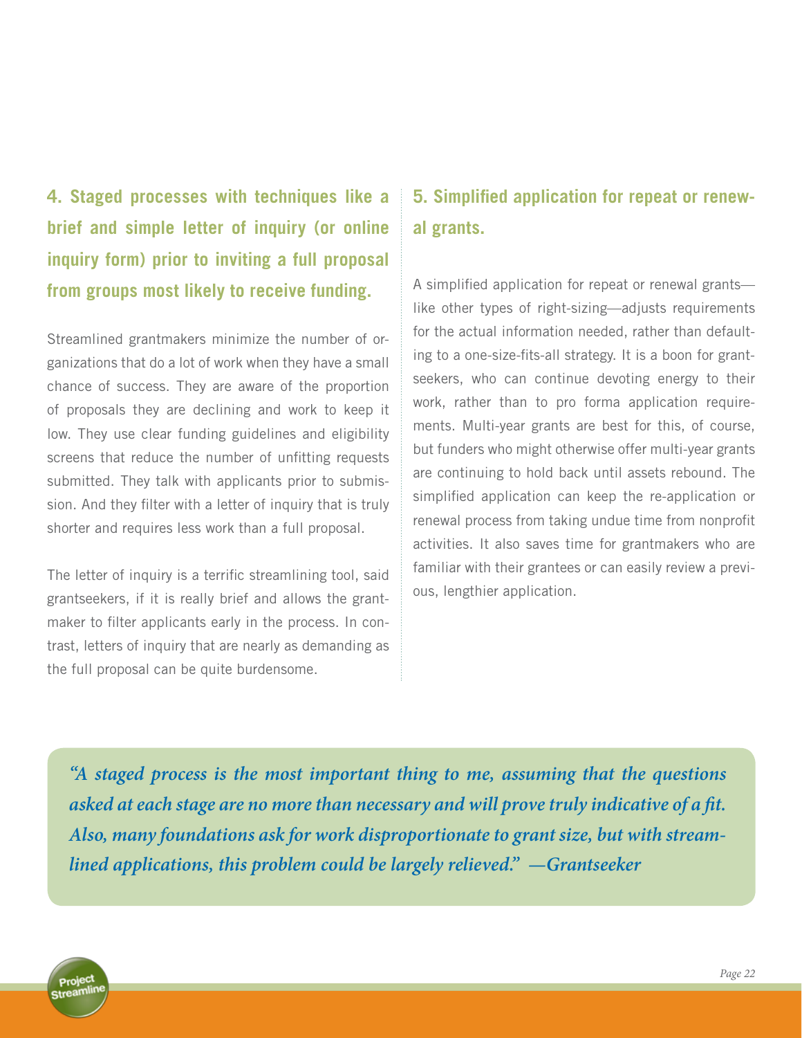## 4. Staged processes with techniques like a brief and simple letter of inquiry (or online inquiry form) prior to inviting a full proposal from groups most likely to receive funding.

Streamlined grantmakers minimize the number of organizations that do a lot of work when they have a small chance of success. They are aware of the proportion of proposals they are declining and work to keep it low. They use clear funding guidelines and eligibility screens that reduce the number of unfitting requests submitted. They talk with applicants prior to submission. And they filter with a letter of inquiry that is truly shorter and requires less work than a full proposal.

The letter of inquiry is a terrific streamlining tool, said grantseekers, if it is really brief and allows the grantmaker to filter applicants early in the process. In contrast, letters of inquiry that are nearly as demanding as the full proposal can be quite burdensome.

## 5. Simplified application for repeat or renewal grants.

A simplified application for repeat or renewal grants—like other types of right-sizing—adjusts requirements for the actual information needed, rather than defaulting to a one-size-fits-all strategy. It is a boon for grantseekers, who can continue devoting energy to their work, rather than to pro forma application requirements. Multi-year grants are best for this, of course, but funders who might otherwise offer multi-year grants are continuing to hold back until assets rebound. The simplified application can keep the re-application or renewal process from taking undue time from nonprofit activities. It also saves time for grantmakers who are familiar with their grantees or can easily review a previous, lengthier application.

> *"A staged process is the most important thing to me, assuming that the questions asked at each stage are no more than necessary and will prove truly indicative of a fit. Also, many foundations ask for work disproportionate to grant size, but with streamlined applications, this problem could be largely relieved." —Grantseeker*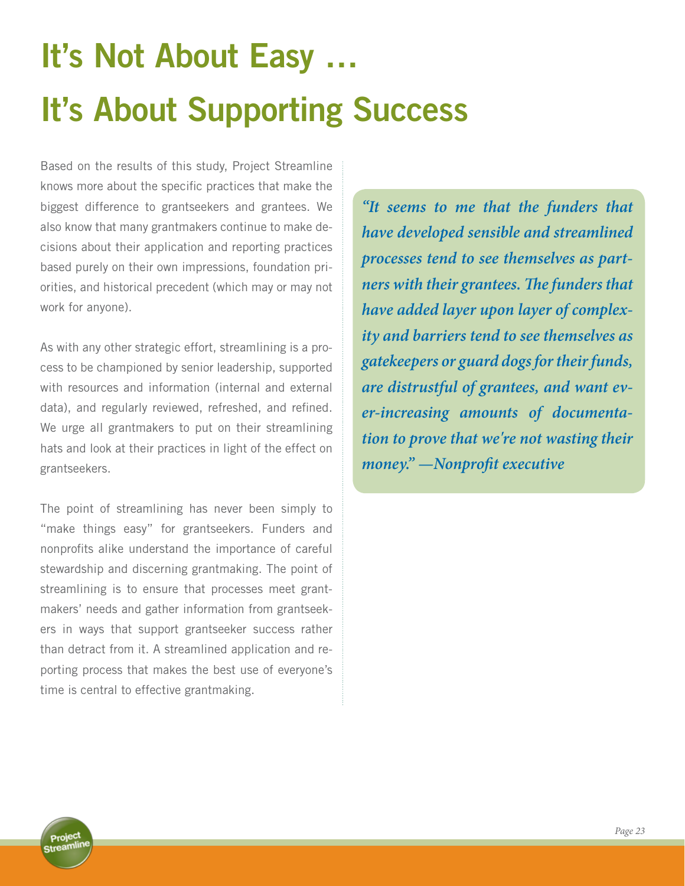# It's Not About Easy … It's About Supporting Success

Based on the results of this study, Project Streamline knows more about the specific practices that make the biggest difference to grantseekers and grantees. We also know that many grantmakers continue to make decisions about their application and reporting practices based purely on their own impressions, foundation priorities, and historical precedent (which may or may not work for anyone).

As with any other strategic effort, streamlining is a process to be championed by senior leadership, supported with resources and information (internal and external data), and regularly reviewed, refreshed, and refined. We urge all grantmakers to put on their streamlining hats and look at their practices in light of the effect on grantseekers.

The point of streamlining has never been simply to "make things easy" for grantseekers. Funders and nonprofits alike understand the importance of careful stewardship and discerning grantmaking. The point of streamlining is to ensure that processes meet grantmakers' needs and gather information from grantseekers in ways that support grantseeker success rather than detract from it. A streamlined application and reporting process that makes the best use of everyone's time is central to effective grantmaking.

> *"It seems to me that the funders that have developed sensible and streamlined processes tend to see themselves as partners with their grantees. The funders that have added layer upon layer of complexity and barriers tend to see themselves as gatekeepers or guard dogs for their funds, are distrustful of grantees, and want ever-increasing amounts of documentation to prove that we're not wasting their money." —Nonprofit executive*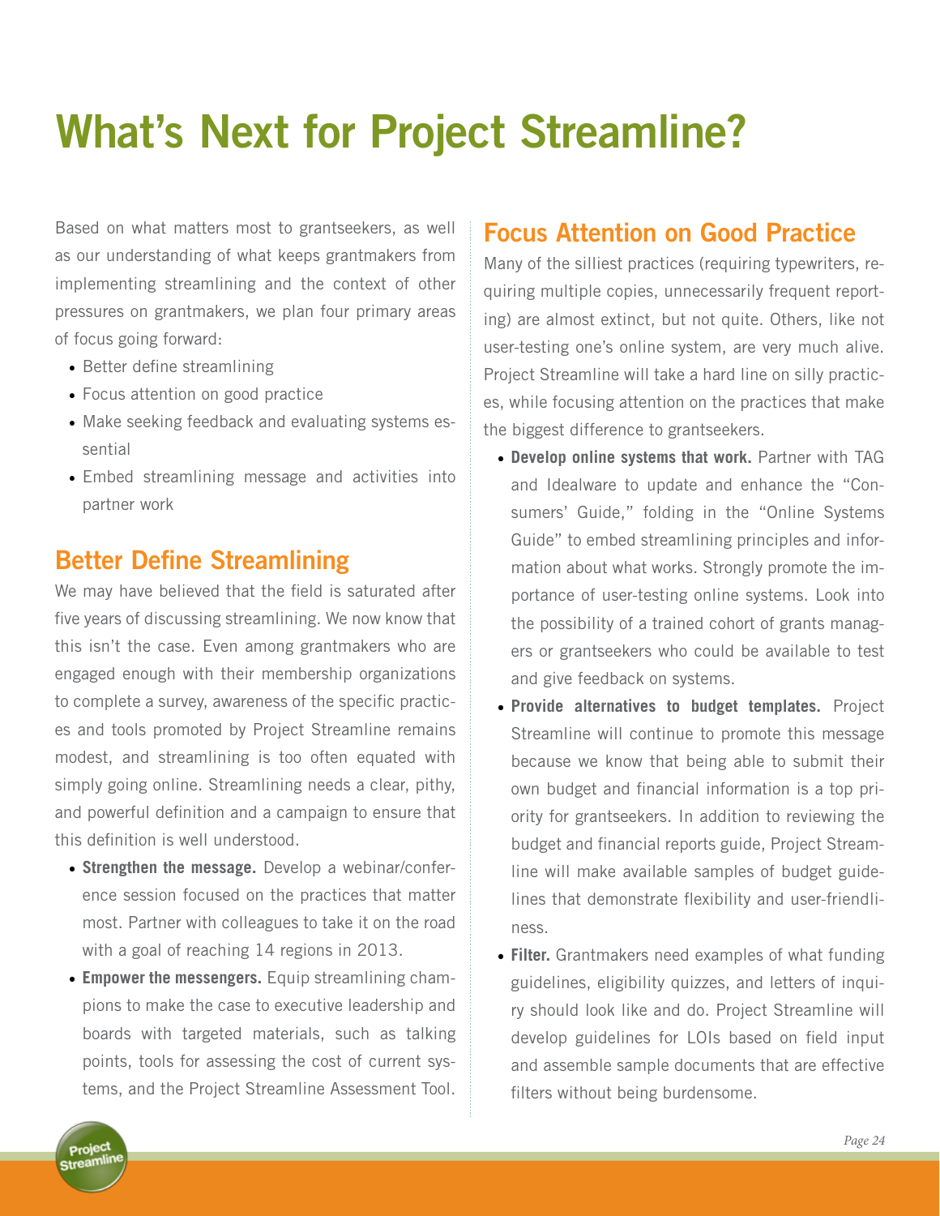# What's Next for Project Streamline?

Based on what matters most to grantseekers, as well as our understanding of what keeps grantmakers from implementing streamlining and the context of other pressures on grantmakers, we plan four primary areas of focus going forward:

- Better define streamlining
- Focus attention on good practice
- Make seeking feedback and evaluating systems essential
- Embed streamlining message and activities into partner work

## Better Define Streamlining

We may have believed that the field is saturated after five years of discussing streamlining. We now know that this isn't the case. Even among grantmakers who are engaged enough with their membership organizations to complete a survey, awareness of the specific practices and tools promoted by Project Streamline remains modest, and streamlining is too often equated with simply going online. Streamlining needs a clear, pithy, and powerful definition and a campaign to ensure that this definition is well understood.

- **Strengthen the message.** Develop a webinar/conference session focused on the practices that matter most. Partner with colleagues to take it on the road with a goal of reaching 14 regions in 2013.
- **Empower the messengers.** Equip streamlining champions to make the case to executive leadership and boards with targeted materials, such as talking points, tools for assessing the cost of current systems, and the Project Streamline Assessment Tool.

## Focus Attention on Good Practice

Many of the silliest practices (requiring typewriters, requiring multiple copies, unnecessarily frequent reporting) are almost extinct, but not quite. Others, like not user-testing one's online system, are very much alive. Project Streamline will take a hard line on silly practices, while focusing attention on the practices that make the biggest difference to grantseekers.

- **Develop online systems that work.** Partner with TAG and Idealware to update and enhance the "Consumers' Guide," folding in the "Online Systems Guide" to embed streamlining principles and information about what works. Strongly promote the importance of user-testing online systems. Look into the possibility of a trained cohort of grants managers or grantseekers who could be available to test and give feedback on systems.
- **Provide alternatives to budget templates.** Project Streamline will continue to promote this message because we know that being able to submit their own budget and financial information is a top priority for grantseekers. In addition to reviewing the budget and financial reports guide, Project Streamline will make available samples of budget guidelines that demonstrate flexibility and user-friendliness.
- **Filter.** Grantmakers need examples of what funding guidelines, eligibility quizzes, and letters of inquiry should look like and do. Project Streamline will develop guidelines for LOIs based on field input and assemble sample documents that are effective filters without being burdensome.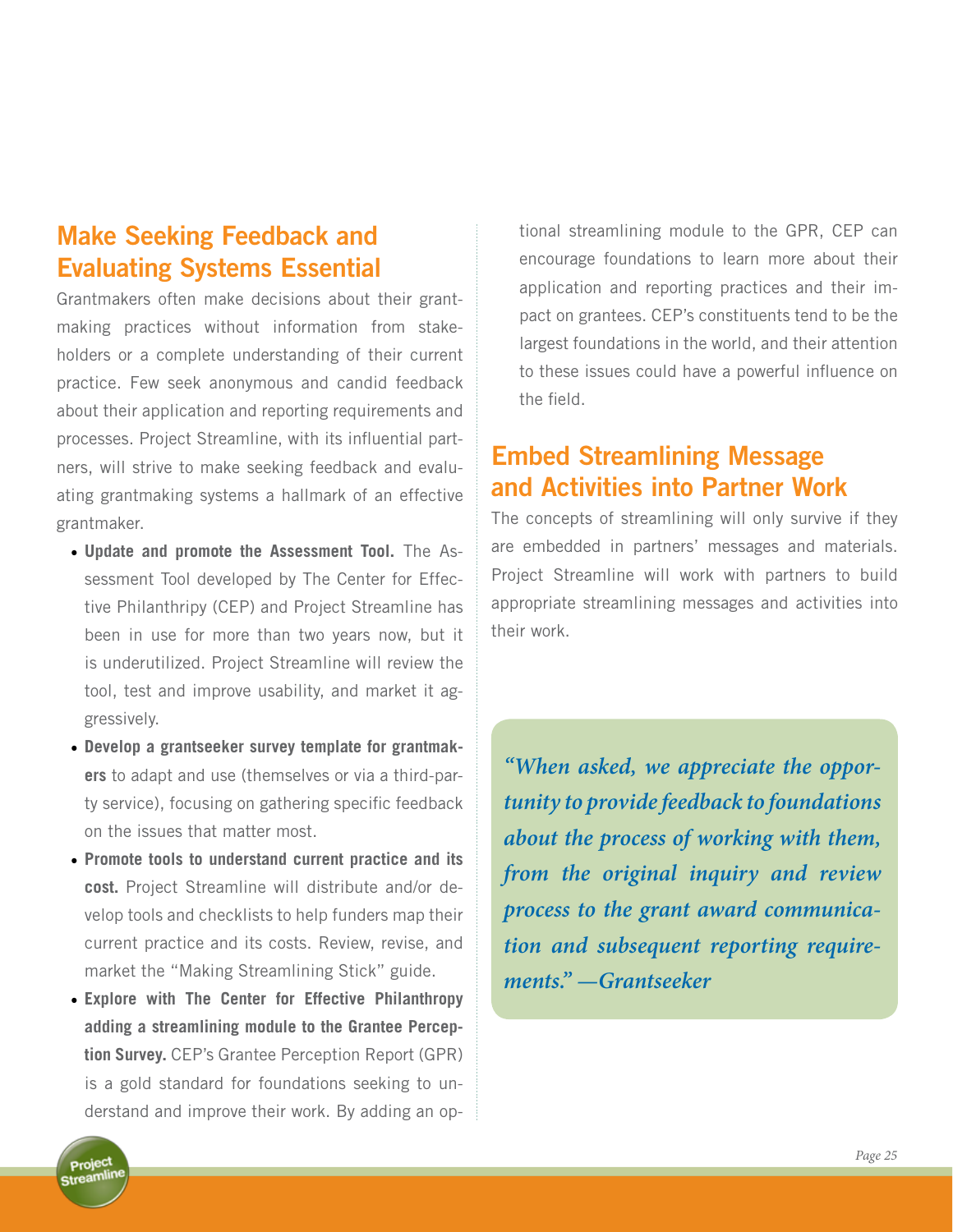## Make Seeking Feedback and Evaluating Systems Essential

Grantmakers often make decisions about their grantmaking practices without information from stakeholders or a complete understanding of their current practice. Few seek anonymous and candid feedback about their application and reporting requirements and processes. Project Streamline, with its influential partners, will strive to make seeking feedback and evaluating grantmaking systems a hallmark of an effective grantmaker.

- **Update and promote the Assessment Tool.** The Assessment Tool developed by The Center for Effective Philanthripy (CEP) and Project Streamline has been in use for more than two years now, but it is underutilized. Project Streamline will review the tool, test and improve usability, and market it aggressively.
- **Develop a grantseeker survey template for grantmakers** to adapt and use (themselves or via a third-party service), focusing on gathering specific feedback on the issues that matter most.
- **Promote tools to understand current practice and its cost.** Project Streamline will distribute and/or develop tools and checklists to help funders map their current practice and its costs. Review, revise, and market the "Making Streamlining Stick" guide.
- **Explore with The Center for Effective Philanthropy adding a streamlining module to the Grantee Perception Survey.** CEP's Grantee Perception Report (GPR) is a gold standard for foundations seeking to understand and improve their work. By adding an optional streamlining module to the GPR, CEP can encourage foundations to learn more about their application and reporting practices and their impact on grantees. CEP's constituents tend to be the largest foundations in the world, and their attention to these issues could have a powerful influence on the field.

## Embed Streamlining Message and Activities into Partner Work

The concepts of streamlining will only survive if they are embedded in partners' messages and materials. Project Streamline will work with partners to build appropriate streamlining messages and activities into their work.

> *"When asked, we appreciate the opportunity to provide feedback to foundations about the process of working with them, from the original inquiry and review process to the grant award communication and subsequent reporting requirements." —Grantseeker*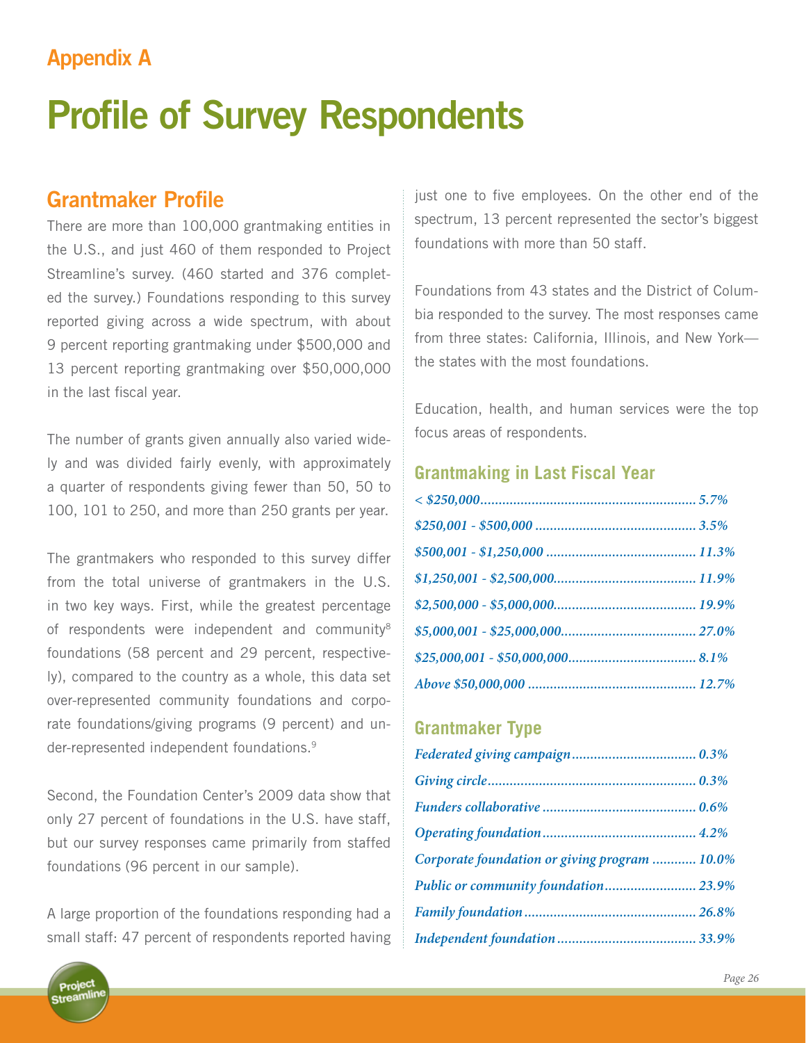## Appendix A

# Profile of Survey Respondents

## Grantmaker Profile

There are more than 100,000 grantmaking entities in the U.S., and just 460 of them responded to Project Streamline's survey. (460 started and 376 completed the survey.) Foundations responding to this survey reported giving across a wide spectrum, with about 9 percent reporting grantmaking under $500,000 and 13 percent reporting grantmaking over $50,000,000 in the last fiscal year.

The number of grants given annually also varied widely and was divided fairly evenly, with approximately a quarter of respondents giving fewer than 50, 50 to 100, 101 to 250, and more than 250 grants per year.

The grantmakers who responded to this survey differ from the total universe of grantmakers in the U.S. in two key ways. First, while the greatest percentage of respondents were independent and community[8] foundations (58 percent and 29 percent, respectively), compared to the country as a whole, this data set over-represented community foundations and corporate foundations/giving programs (9 percent) and under-represented independent foundations.[9]

Second, the Foundation Center's 2009 data show that only 27 percent of foundations in the U.S. have staff, but our survey responses came primarily from staffed foundations (96 percent in our sample).

A large proportion of the foundations responding had a small staff: 47 percent of respondents reported having just one to five employees. On the other end of the spectrum, 13 percent represented the sector's biggest foundations with more than 50 staff.

Foundations from 43 states and the District of Columbia responded to the survey. The most responses came from three states: California, Illinois, and New York—the states with the most foundations.

Education, health, and human services were the top focus areas of respondents.

### Grantmaking in Last Fiscal Year

| Grantmaking | Percent |
|---|---|
| *< $250,000* | *5.7%* |
| *$250,001 - $500,000* | *3.5%* |
| *$500,001 - $1,250,000* | *11.3%* |
| *$1,250,001 - $2,500,000* | *11.9%* |
| *$2,500,000 - $5,000,000* | *19.9%* |
| *$5,000,001 - $25,000,000* | *27.0%* |
| *$25,000,001 - $50,000,000* | *8.1%* |
| *Above $50,000,000* | *12.7%* |

### Grantmaker Type

| Type | Percent |
|---|---|
| *Federated giving campaign* | *0.3%* |
| *Giving circle* | *0.3%* |
| *Funders collaborative* | *0.6%* |
| *Operating foundation* | *4.2%* |
| *Corporate foundation or giving program* | *10.0%* |
| *Public or community foundation* | *23.9%* |
| *Family foundation* | *26.8%* |
| *Independent foundation* | *33.9%* |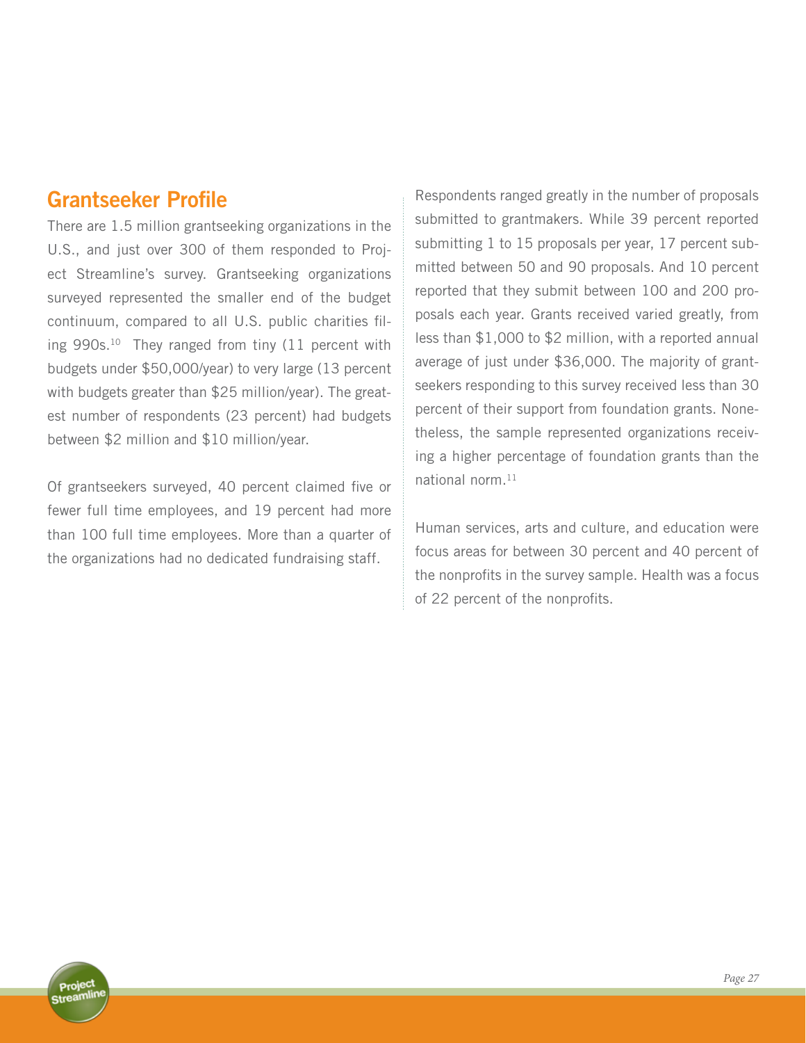## Grantseeker Profile

There are 1.5 million grantseeking organizations in the U.S., and just over 300 of them responded to Project Streamline's survey. Grantseeking organizations surveyed represented the smaller end of the budget continuum, compared to all U.S. public charities filing 990s.[10] They ranged from tiny (11 percent with budgets under $50,000/year) to very large (13 percent with budgets greater than $25 million/year). The greatest number of respondents (23 percent) had budgets between $2 million and $10 million/year.

Of grantseekers surveyed, 40 percent claimed five or fewer full time employees, and 19 percent had more than 100 full time employees. More than a quarter of the organizations had no dedicated fundraising staff.

Respondents ranged greatly in the number of proposals submitted to grantmakers. While 39 percent reported submitting 1 to 15 proposals per year, 17 percent submitted between 50 and 90 proposals. And 10 percent reported that they submit between 100 and 200 proposals each year. Grants received varied greatly, from less than $1,000 to $2 million, with a reported annual average of just under $36,000. The majority of grantseekers responding to this survey received less than 30 percent of their support from foundation grants. Nonetheless, the sample represented organizations receiving a higher percentage of foundation grants than the national norm.[11]

Human services, arts and culture, and education were focus areas for between 30 percent and 40 percent of the nonprofits in the survey sample. Health was a focus of 22 percent of the nonprofits.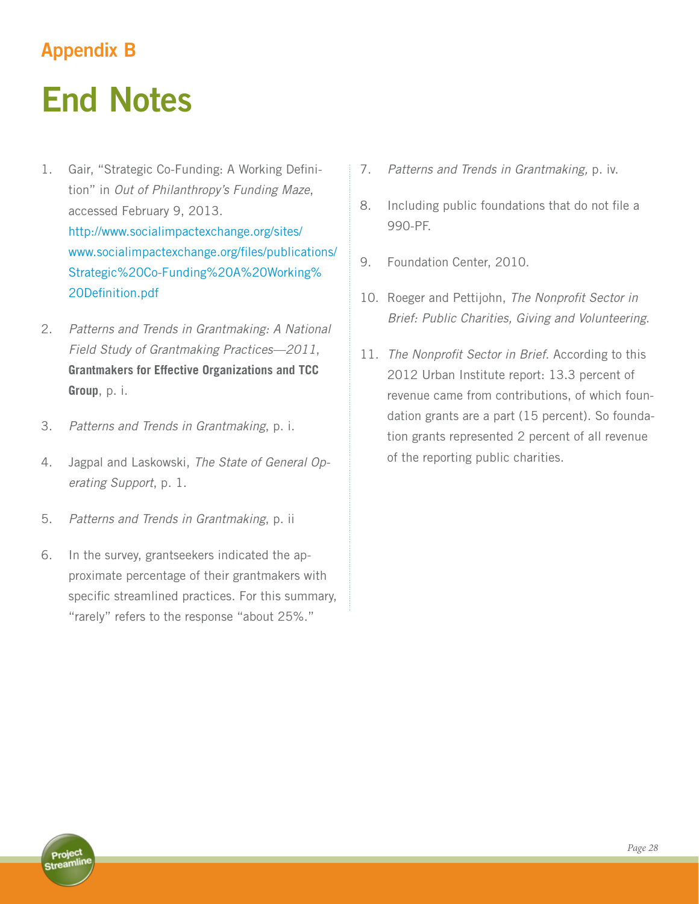## Appendix B

# End Notes

1. Gair, "Strategic Co-Funding: A Working Definition" in *Out of Philanthropy's Funding Maze*, accessed February 9, 2013. http://www.socialimpactexchange.org/sites/www.socialimpactexchange.org/files/publications/Strategic%20Co-Funding%20A%20Working%20Definition.pdf

2. *Patterns and Trends in Grantmaking: A National Field Study of Grantmaking Practices—2011*, **Grantmakers for Effective Organizations and TCC Group**, p. i.

3. *Patterns and Trends in Grantmaking*, p. i.

4. Jagpal and Laskowski, *The State of General Operating Support*, p. 1.

5. *Patterns and Trends in Grantmaking*, p. ii

6. In the survey, grantseekers indicated the approximate percentage of their grantmakers with specific streamlined practices. For this summary, "rarely" refers to the response "about 25%."

7. *Patterns and Trends in Grantmaking,* p. iv.

8. Including public foundations that do not file a 990-PF.

9. Foundation Center, 2010.

10. Roeger and Pettijohn, *The Nonprofit Sector in Brief: Public Charities, Giving and Volunteering*.

11. *The Nonprofit Sector in Brief*. According to this 2012 Urban Institute report: 13.3 percent of revenue came from contributions, of which foundation grants are a part (15 percent). So foundation grants represented 2 percent of all revenue of the reporting public charities.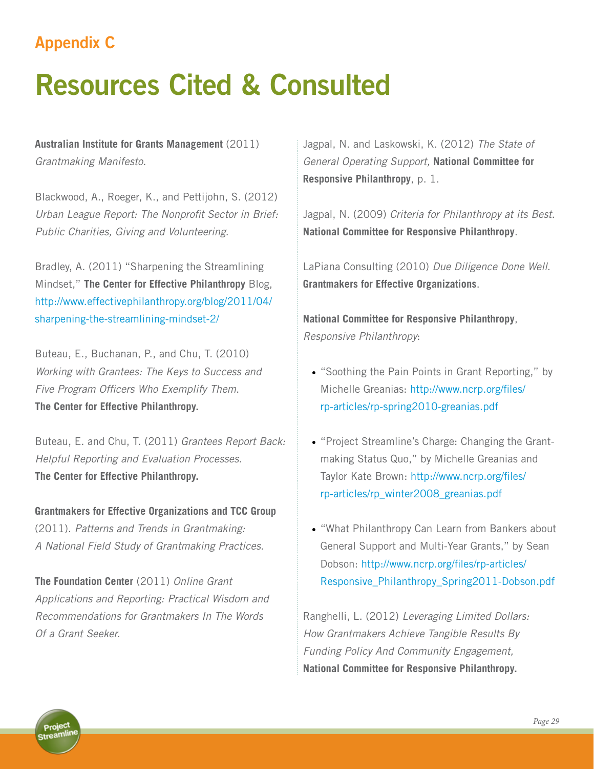## Appendix C

# Resources Cited & Consulted

**Australian Institute for Grants Management** (2011) *Grantmaking Manifesto*.

Blackwood, A., Roeger, K., and Pettijohn, S. (2012) *Urban League Report: The Nonprofit Sector in Brief: Public Charities, Giving and Volunteering*.

Bradley, A. (2011) "Sharpening the Streamlining Mindset," **The Center for Effective Philanthropy** Blog, http://www.effectivephilanthropy.org/blog/2011/04/sharpening-the-streamlining-mindset-2/

Buteau, E., Buchanan, P., and Chu, T. (2010) *Working with Grantees: The Keys to Success and Five Program Officers Who Exemplify Them*. **The Center for Effective Philanthropy.**

Buteau, E. and Chu, T. (2011) *Grantees Report Back: Helpful Reporting and Evaluation Processes.* **The Center for Effective Philanthropy.**

**Grantmakers for Effective Organizations and TCC Group** (2011). *Patterns and Trends in Grantmaking: A National Field Study of Grantmaking Practices.*

**The Foundation Center** (2011) *Online Grant Applications and Reporting: Practical Wisdom and Recommendations for Grantmakers In The Words Of a Grant Seeker.*

Jagpal, N. and Laskowski, K. (2012) *The State of General Operating Support,* **National Committee for Responsive Philanthropy**, p. 1.

Jagpal, N. (2009) *Criteria for Philanthropy at its Best*. **National Committee for Responsive Philanthropy**.

LaPiana Consulting (2010) *Due Diligence Done Well*. **Grantmakers for Effective Organizations**.

**National Committee for Responsive Philanthropy**, *Responsive Philanthropy*:

- "Soothing the Pain Points in Grant Reporting," by Michelle Greanias: http://www.ncrp.org/files/rp-articles/rp-spring2010-greanias.pdf
- "Project Streamline's Charge: Changing the Grantmaking Status Quo," by Michelle Greanias and Taylor Kate Brown: http://www.ncrp.org/files/rp-articles/rp_winter2008_greanias.pdf
- "What Philanthropy Can Learn from Bankers about General Support and Multi-Year Grants," by Sean Dobson: http://www.ncrp.org/files/rp-articles/Responsive_Philanthropy_Spring2011-Dobson.pdf

Ranghelli, L. (2012) *Leveraging Limited Dollars: How Grantmakers Achieve Tangible Results By Funding Policy And Community Engagement,* **National Committee for Responsive Philanthropy.**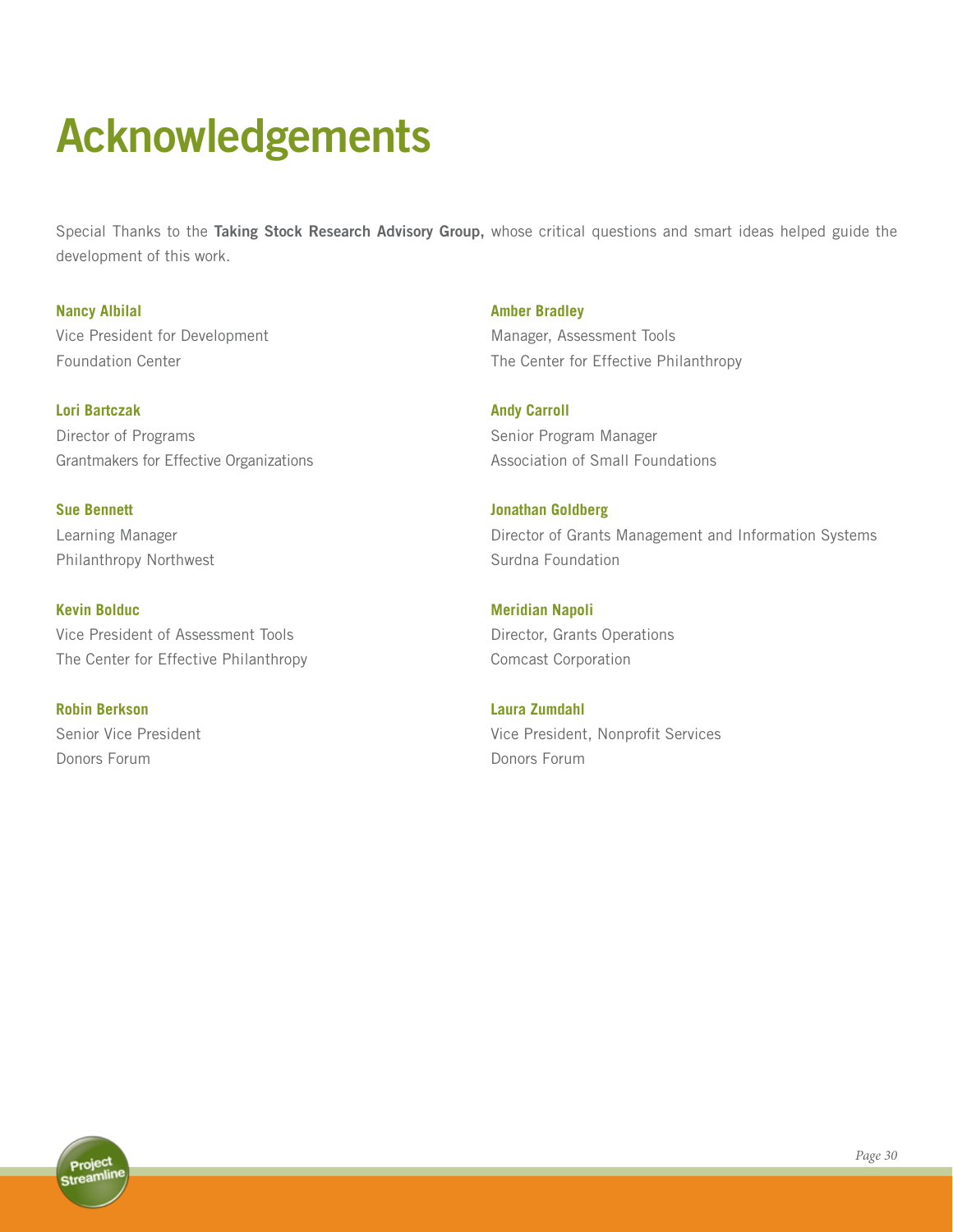# Acknowledgements

Special Thanks to the **Taking Stock Research Advisory Group,** whose critical questions and smart ideas helped guide the development of this work.

**Nancy Albilal**
Vice President for Development
Foundation Center

**Lori Bartczak**
Director of Programs
Grantmakers for Effective Organizations

**Sue Bennett**
Learning Manager
Philanthropy Northwest

**Kevin Bolduc**
Vice President of Assessment Tools
The Center for Effective Philanthropy

**Robin Berkson**
Senior Vice President
Donors Forum

**Amber Bradley**
Manager, Assessment Tools
The Center for Effective Philanthropy

**Andy Carroll**
Senior Program Manager
Association of Small Foundations

**Jonathan Goldberg**
Director of Grants Management and Information Systems
Surdna Foundation

**Meridian Napoli**
Director, Grants Operations
Comcast Corporation

**Laura Zumdahl**
Vice President, Nonprofit Services
Donors Forum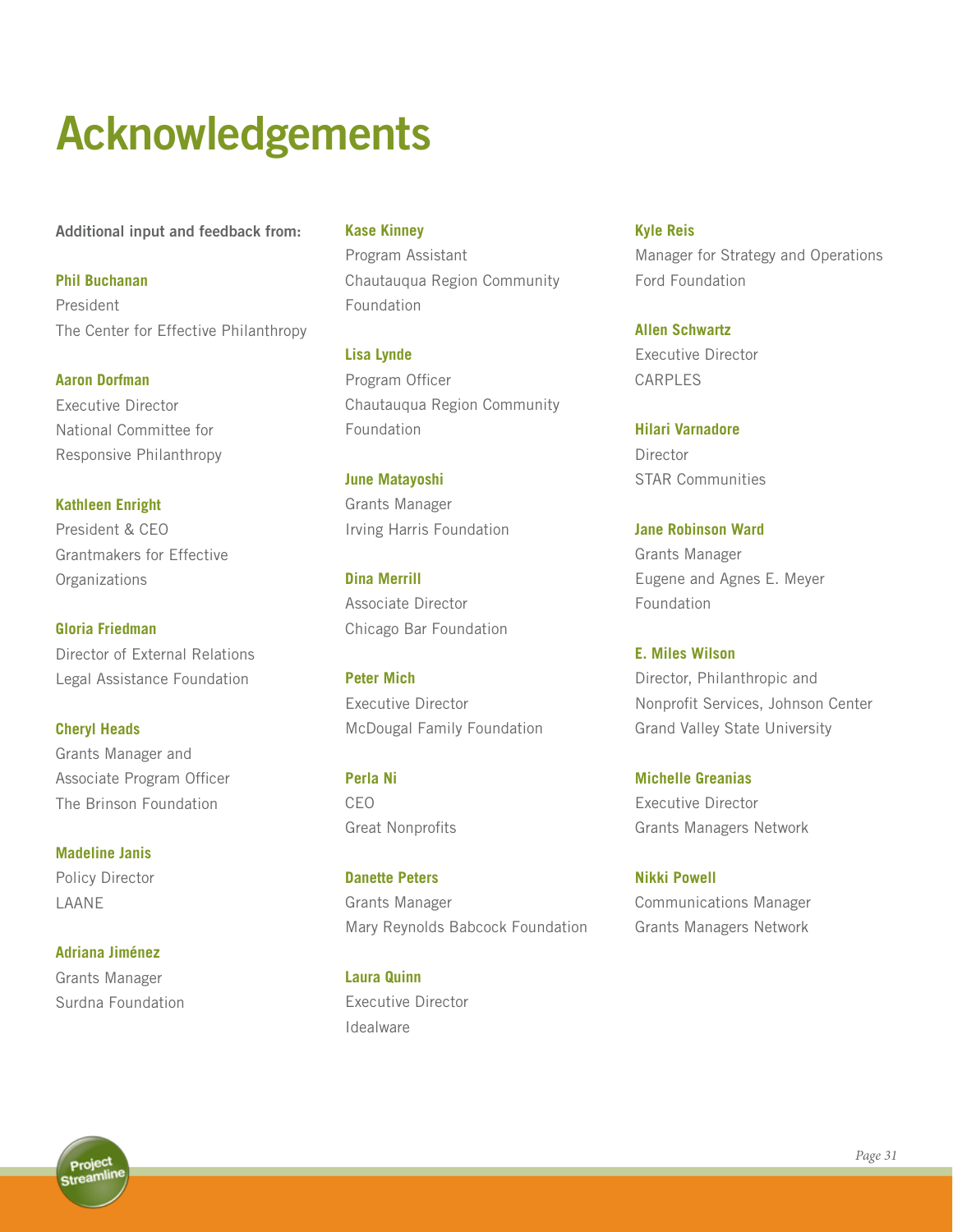# Acknowledgements

**Additional input and feedback from:**

**Phil Buchanan**
President
The Center for Effective Philanthropy

**Aaron Dorfman**
Executive Director
National Committee for Responsive Philanthropy

**Kathleen Enright**
President & CEO
Grantmakers for Effective Organizations

**Gloria Friedman**
Director of External Relations
Legal Assistance Foundation

**Cheryl Heads**
Grants Manager and Associate Program Officer
The Brinson Foundation

**Madeline Janis**
Policy Director
LAANE

**Adriana Jiménez**
Grants Manager
Surdna Foundation

**Kase Kinney**
Program Assistant
Chautauqua Region Community Foundation

**Lisa Lynde**
Program Officer
Chautauqua Region Community Foundation

**June Matayoshi**
Grants Manager
Irving Harris Foundation

**Dina Merrill**
Associate Director
Chicago Bar Foundation

**Peter Mich**
Executive Director
McDougal Family Foundation

**Perla Ni**
CEO
Great Nonprofits

**Danette Peters**
Grants Manager
Mary Reynolds Babcock Foundation

**Laura Quinn**
Executive Director
Idealware

**Kyle Reis**
Manager for Strategy and Operations
Ford Foundation

**Allen Schwartz**
Executive Director
CARPLES

**Hilari Varnadore**
Director
STAR Communities

**Jane Robinson Ward**
Grants Manager
Eugene and Agnes E. Meyer Foundation

**E. Miles Wilson**
Director, Philanthropic and Nonprofit Services, Johnson Center
Grand Valley State University

**Michelle Greanias**
Executive Director
Grants Managers Network

**Nikki Powell**
Communications Manager
Grants Managers Network